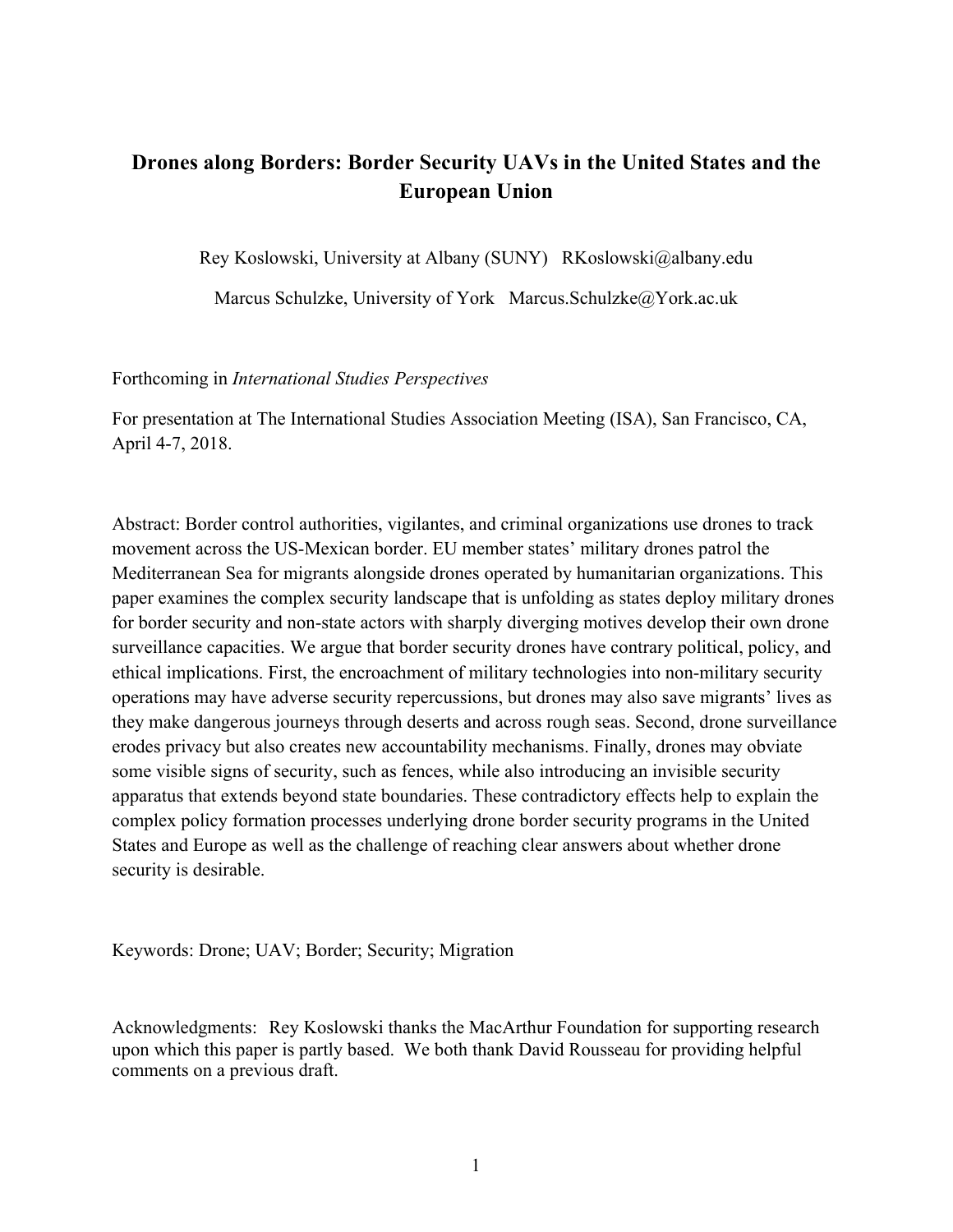# Drones along Borders: Border Security UAVs in the United States and the European Union

Rey Koslowski, University at Albany (SUNY) RKoslowski@albany.edu

Marcus Schulzke, University of York Marcus.Schulzke@York.ac.uk

Forthcoming in *International Studies Perspectives*

For presentation at The International Studies Association Meeting (ISA), San Francisco, CA, April 4-7, 2018.

Abstract: Border control authorities, vigilantes, and criminal organizations use drones to track movement across the US-Mexican border. EU member states' military drones patrol the Mediterranean Sea for migrants alongside drones operated by humanitarian organizations. This paper examines the complex security landscape that is unfolding as states deploy military drones for border security and non-state actors with sharply diverging motives develop their own drone surveillance capacities. We argue that border security drones have contrary political, policy, and ethical implications. First, the encroachment of military technologies into non-military security operations may have adverse security repercussions, but drones may also save migrants' lives as they make dangerous journeys through deserts and across rough seas. Second, drone surveillance erodes privacy but also creates new accountability mechanisms. Finally, drones may obviate some visible signs of security, such as fences, while also introducing an invisible security apparatus that extends beyond state boundaries. These contradictory effects help to explain the complex policy formation processes underlying drone border security programs in the United States and Europe as well as the challenge of reaching clear answers about whether drone security is desirable.

Keywords: Drone; UAV; Border; Security; Migration

Acknowledgments: Rey Koslowski thanks the MacArthur Foundation for supporting research upon which this paper is partly based. We both thank David Rousseau for providing helpful comments on a previous draft.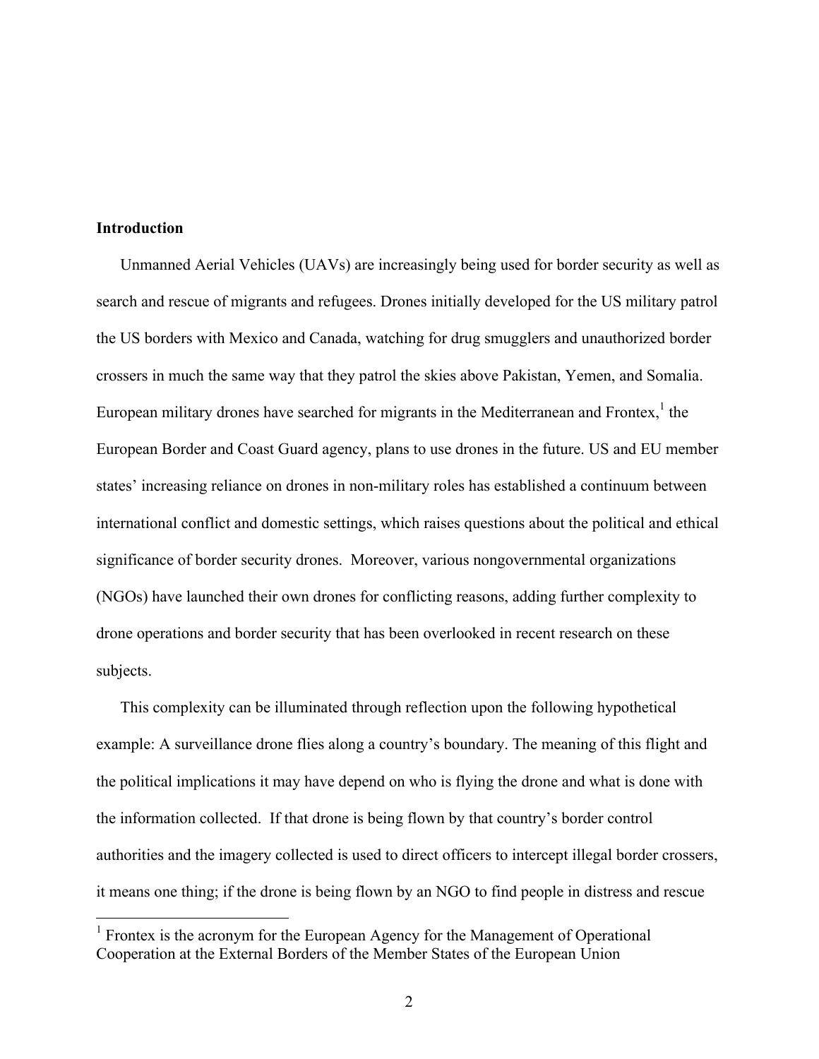## Introduction

Unmanned Aerial Vehicles (UAVs) are increasingly being used for border security as well as search and rescue of migrants and refugees. Drones initially developed for the US military patrol the US borders with Mexico and Canada, watching for drug smugglers and unauthorized border crossers in much the same way that they patrol the skies above Pakistan, Yemen, and Somalia. European military drones have searched for migrants in the Mediterranean and Frontex,[1] the European Border and Coast Guard agency, plans to use drones in the future. US and EU member states' increasing reliance on drones in non-military roles has established a continuum between international conflict and domestic settings, which raises questions about the political and ethical significance of border security drones. Moreover, various nongovernmental organizations (NGOs) have launched their own drones for conflicting reasons, adding further complexity to drone operations and border security that has been overlooked in recent research on these subjects.

This complexity can be illuminated through reflection upon the following hypothetical example: A surveillance drone flies along a country's boundary. The meaning of this flight and the political implications it may have depend on who is flying the drone and what is done with the information collected. If that drone is being flown by that country's border control authorities and the imagery collected is used to direct officers to intercept illegal border crossers, it means one thing; if the drone is being flown by an NGO to find people in distress and rescue

[1] Frontex is the acronym for the European Agency for the Management of Operational Cooperation at the External Borders of the Member States of the European Union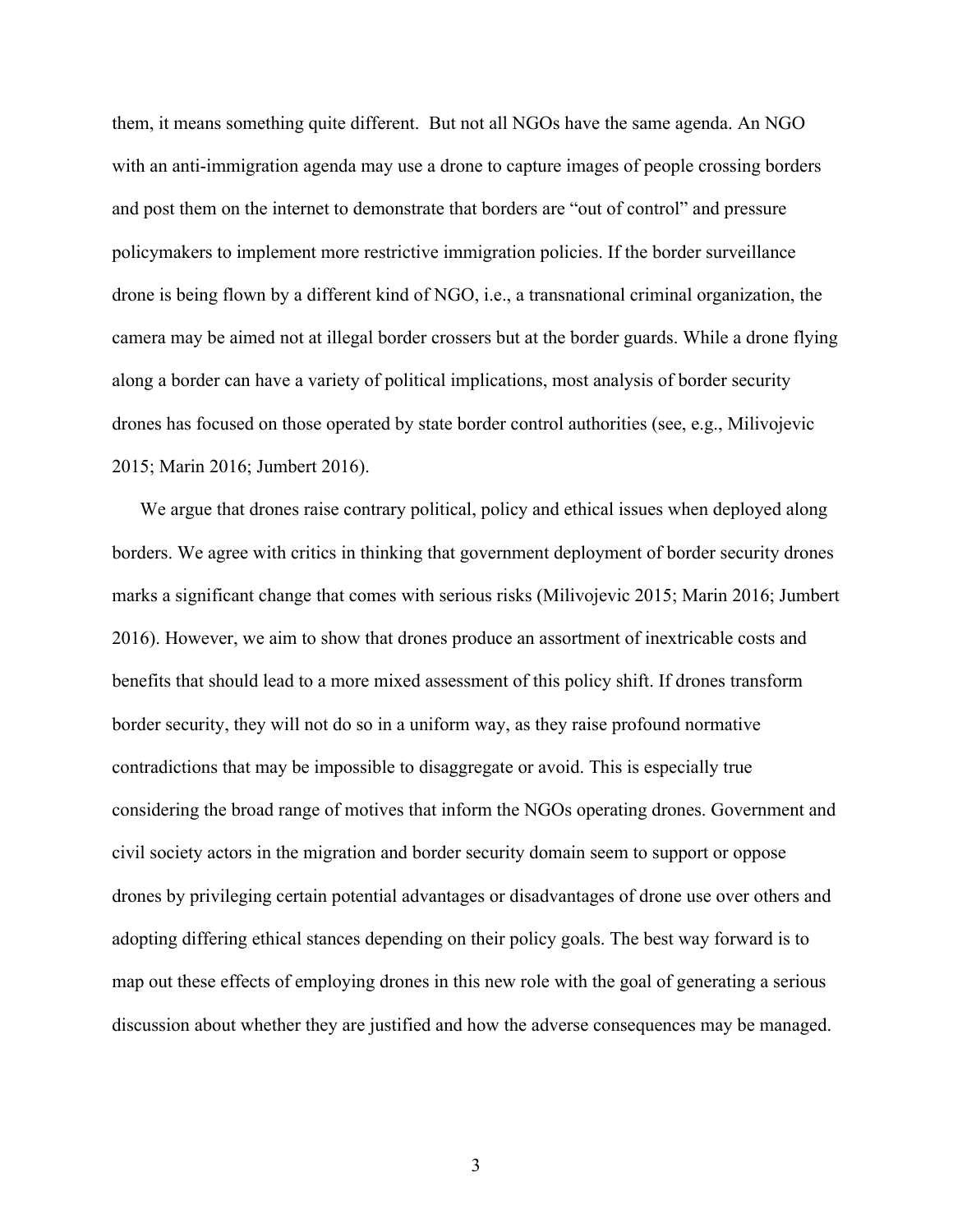them, it means something quite different.  But not all NGOs have the same agenda. An NGO with an anti-immigration agenda may use a drone to capture images of people crossing borders and post them on the internet to demonstrate that borders are "out of control" and pressure policymakers to implement more restrictive immigration policies. If the border surveillance drone is being flown by a different kind of NGO, i.e., a transnational criminal organization, the camera may be aimed not at illegal border crossers but at the border guards. While a drone flying along a border can have a variety of political implications, most analysis of border security drones has focused on those operated by state border control authorities (see, e.g., Milivojevic 2015; Marin 2016; Jumbert 2016).

We argue that drones raise contrary political, policy and ethical issues when deployed along borders. We agree with critics in thinking that government deployment of border security drones marks a significant change that comes with serious risks (Milivojevic 2015; Marin 2016; Jumbert 2016). However, we aim to show that drones produce an assortment of inextricable costs and benefits that should lead to a more mixed assessment of this policy shift. If drones transform border security, they will not do so in a uniform way, as they raise profound normative contradictions that may be impossible to disaggregate or avoid. This is especially true considering the broad range of motives that inform the NGOs operating drones. Government and civil society actors in the migration and border security domain seem to support or oppose drones by privileging certain potential advantages or disadvantages of drone use over others and adopting differing ethical stances depending on their policy goals. The best way forward is to map out these effects of employing drones in this new role with the goal of generating a serious discussion about whether they are justified and how the adverse consequences may be managed.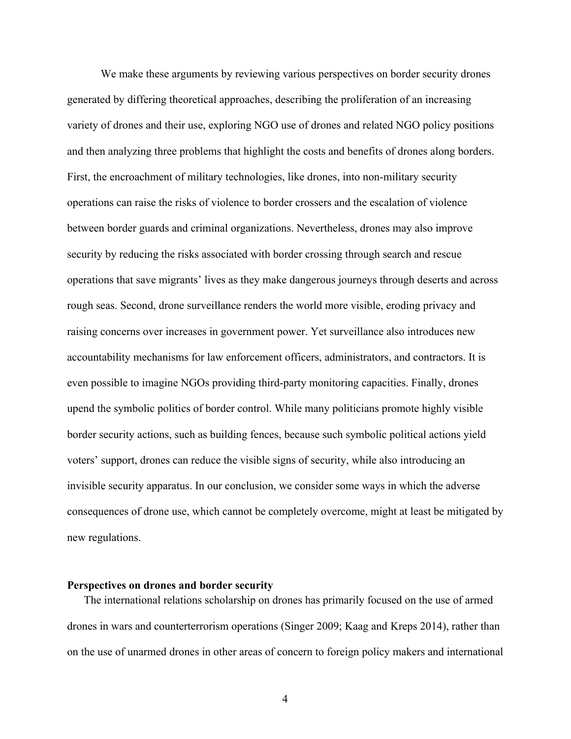We make these arguments by reviewing various perspectives on border security drones generated by differing theoretical approaches, describing the proliferation of an increasing variety of drones and their use, exploring NGO use of drones and related NGO policy positions and then analyzing three problems that highlight the costs and benefits of drones along borders. First, the encroachment of military technologies, like drones, into non-military security operations can raise the risks of violence to border crossers and the escalation of violence between border guards and criminal organizations. Nevertheless, drones may also improve security by reducing the risks associated with border crossing through search and rescue operations that save migrants' lives as they make dangerous journeys through deserts and across rough seas. Second, drone surveillance renders the world more visible, eroding privacy and raising concerns over increases in government power. Yet surveillance also introduces new accountability mechanisms for law enforcement officers, administrators, and contractors. It is even possible to imagine NGOs providing third-party monitoring capacities. Finally, drones upend the symbolic politics of border control. While many politicians promote highly visible border security actions, such as building fences, because such symbolic political actions yield voters' support, drones can reduce the visible signs of security, while also introducing an invisible security apparatus. In our conclusion, we consider some ways in which the adverse consequences of drone use, which cannot be completely overcome, might at least be mitigated by new regulations.

## Perspectives on drones and border security

The international relations scholarship on drones has primarily focused on the use of armed drones in wars and counterterrorism operations (Singer 2009; Kaag and Kreps 2014), rather than on the use of unarmed drones in other areas of concern to foreign policy makers and international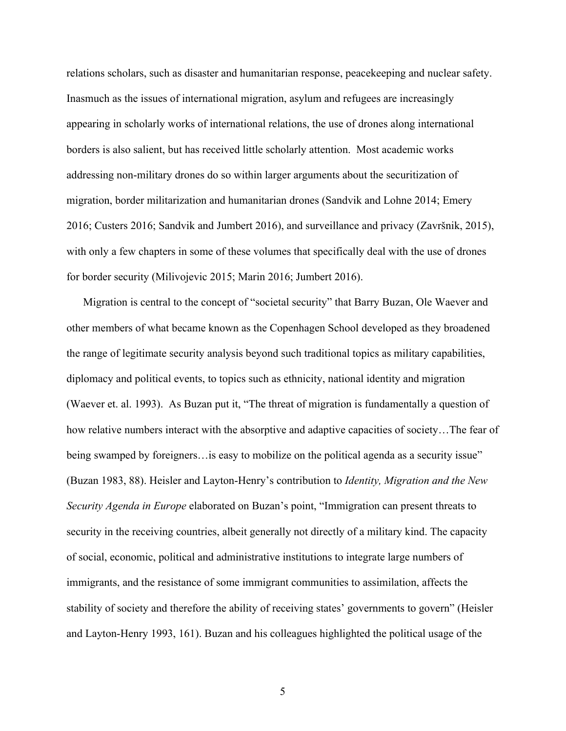relations scholars, such as disaster and humanitarian response, peacekeeping and nuclear safety. Inasmuch as the issues of international migration, asylum and refugees are increasingly appearing in scholarly works of international relations, the use of drones along international borders is also salient, but has received little scholarly attention. Most academic works addressing non-military drones do so within larger arguments about the securitization of migration, border militarization and humanitarian drones (Sandvik and Lohne 2014; Emery 2016; Custers 2016; Sandvik and Jumbert 2016), and surveillance and privacy (Završnik, 2015), with only a few chapters in some of these volumes that specifically deal with the use of drones for border security (Milivojevic 2015; Marin 2016; Jumbert 2016).

Migration is central to the concept of "societal security" that Barry Buzan, Ole Waever and other members of what became known as the Copenhagen School developed as they broadened the range of legitimate security analysis beyond such traditional topics as military capabilities, diplomacy and political events, to topics such as ethnicity, national identity and migration (Waever et. al. 1993). As Buzan put it, "The threat of migration is fundamentally a question of how relative numbers interact with the absorptive and adaptive capacities of society…The fear of being swamped by foreigners…is easy to mobilize on the political agenda as a security issue" (Buzan 1983, 88). Heisler and Layton-Henry's contribution to *Identity, Migration and the New Security Agenda in Europe* elaborated on Buzan's point, "Immigration can present threats to security in the receiving countries, albeit generally not directly of a military kind. The capacity of social, economic, political and administrative institutions to integrate large numbers of immigrants, and the resistance of some immigrant communities to assimilation, affects the stability of society and therefore the ability of receiving states' governments to govern" (Heisler and Layton-Henry 1993, 161). Buzan and his colleagues highlighted the political usage of the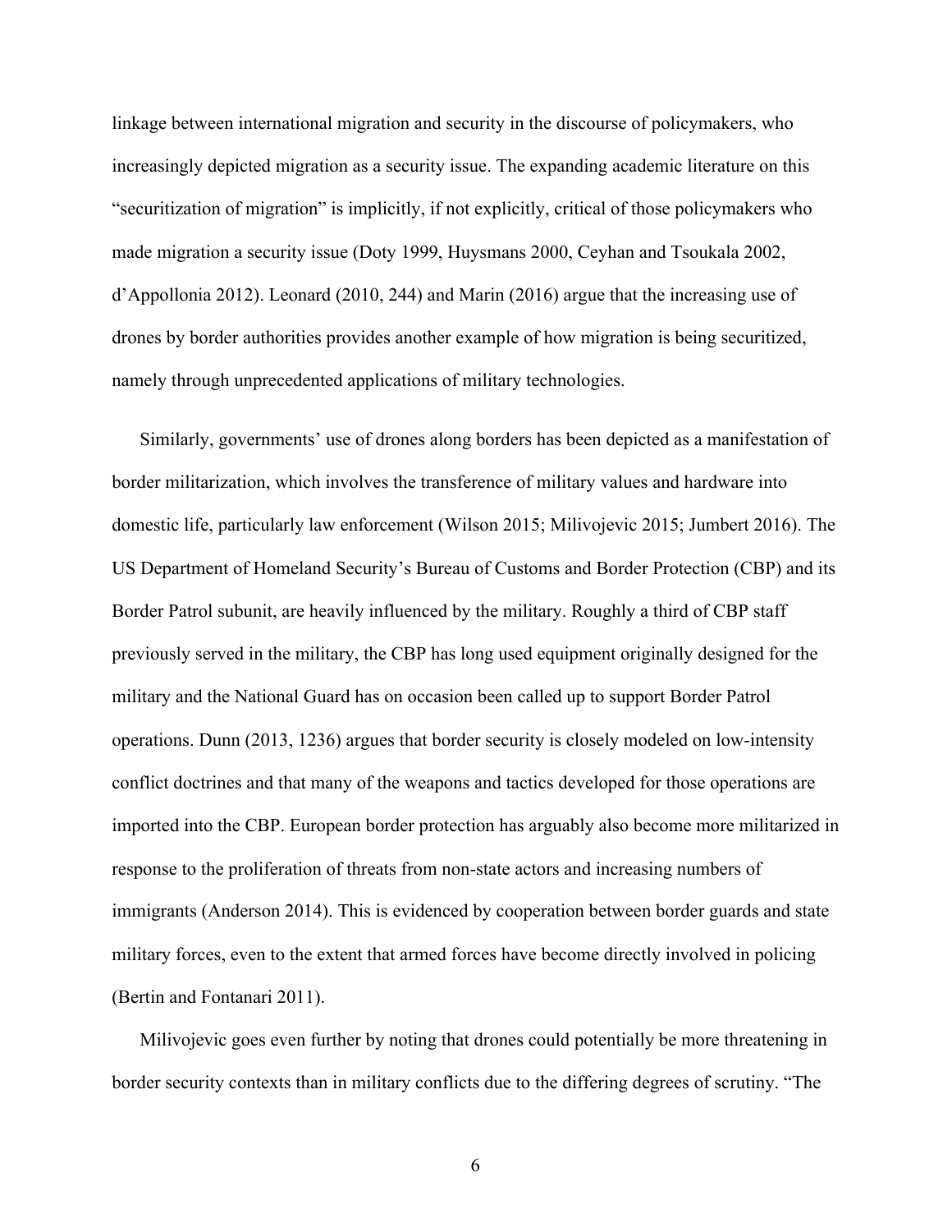linkage between international migration and security in the discourse of policymakers, who increasingly depicted migration as a security issue. The expanding academic literature on this "securitization of migration" is implicitly, if not explicitly, critical of those policymakers who made migration a security issue (Doty 1999, Huysmans 2000, Ceyhan and Tsoukala 2002, d'Appollonia 2012). Leonard (2010, 244) and Marin (2016) argue that the increasing use of drones by border authorities provides another example of how migration is being securitized, namely through unprecedented applications of military technologies.

Similarly, governments' use of drones along borders has been depicted as a manifestation of border militarization, which involves the transference of military values and hardware into domestic life, particularly law enforcement (Wilson 2015; Milivojevic 2015; Jumbert 2016). The US Department of Homeland Security's Bureau of Customs and Border Protection (CBP) and its Border Patrol subunit, are heavily influenced by the military. Roughly a third of CBP staff previously served in the military, the CBP has long used equipment originally designed for the military and the National Guard has on occasion been called up to support Border Patrol operations. Dunn (2013, 1236) argues that border security is closely modeled on low-intensity conflict doctrines and that many of the weapons and tactics developed for those operations are imported into the CBP. European border protection has arguably also become more militarized in response to the proliferation of threats from non-state actors and increasing numbers of immigrants (Anderson 2014). This is evidenced by cooperation between border guards and state military forces, even to the extent that armed forces have become directly involved in policing (Bertin and Fontanari 2011).

Milivojevic goes even further by noting that drones could potentially be more threatening in border security contexts than in military conflicts due to the differing degrees of scrutiny. "The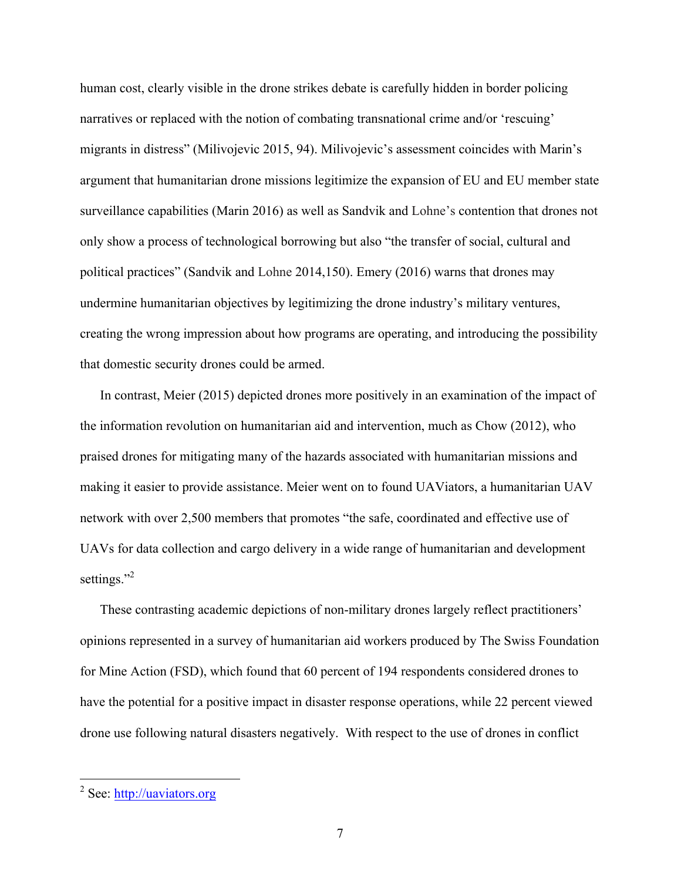human cost, clearly visible in the drone strikes debate is carefully hidden in border policing narratives or replaced with the notion of combating transnational crime and/or 'rescuing' migrants in distress" (Milivojevic 2015, 94). Milivojevic's assessment coincides with Marin's argument that humanitarian drone missions legitimize the expansion of EU and EU member state surveillance capabilities (Marin 2016) as well as Sandvik and Lohne's contention that drones not only show a process of technological borrowing but also "the transfer of social, cultural and political practices" (Sandvik and Lohne 2014,150). Emery (2016) warns that drones may undermine humanitarian objectives by legitimizing the drone industry's military ventures, creating the wrong impression about how programs are operating, and introducing the possibility that domestic security drones could be armed.

In contrast, Meier (2015) depicted drones more positively in an examination of the impact of the information revolution on humanitarian aid and intervention, much as Chow (2012), who praised drones for mitigating many of the hazards associated with humanitarian missions and making it easier to provide assistance. Meier went on to found UAViators, a humanitarian UAV network with over 2,500 members that promotes "the safe, coordinated and effective use of UAVs for data collection and cargo delivery in a wide range of humanitarian and development settings."[2]

These contrasting academic depictions of non-military drones largely reflect practitioners' opinions represented in a survey of humanitarian aid workers produced by The Swiss Foundation for Mine Action (FSD), which found that 60 percent of 194 respondents considered drones to have the potential for a positive impact in disaster response operations, while 22 percent viewed drone use following natural disasters negatively. With respect to the use of drones in conflict

---

[2] See: http://uaviators.org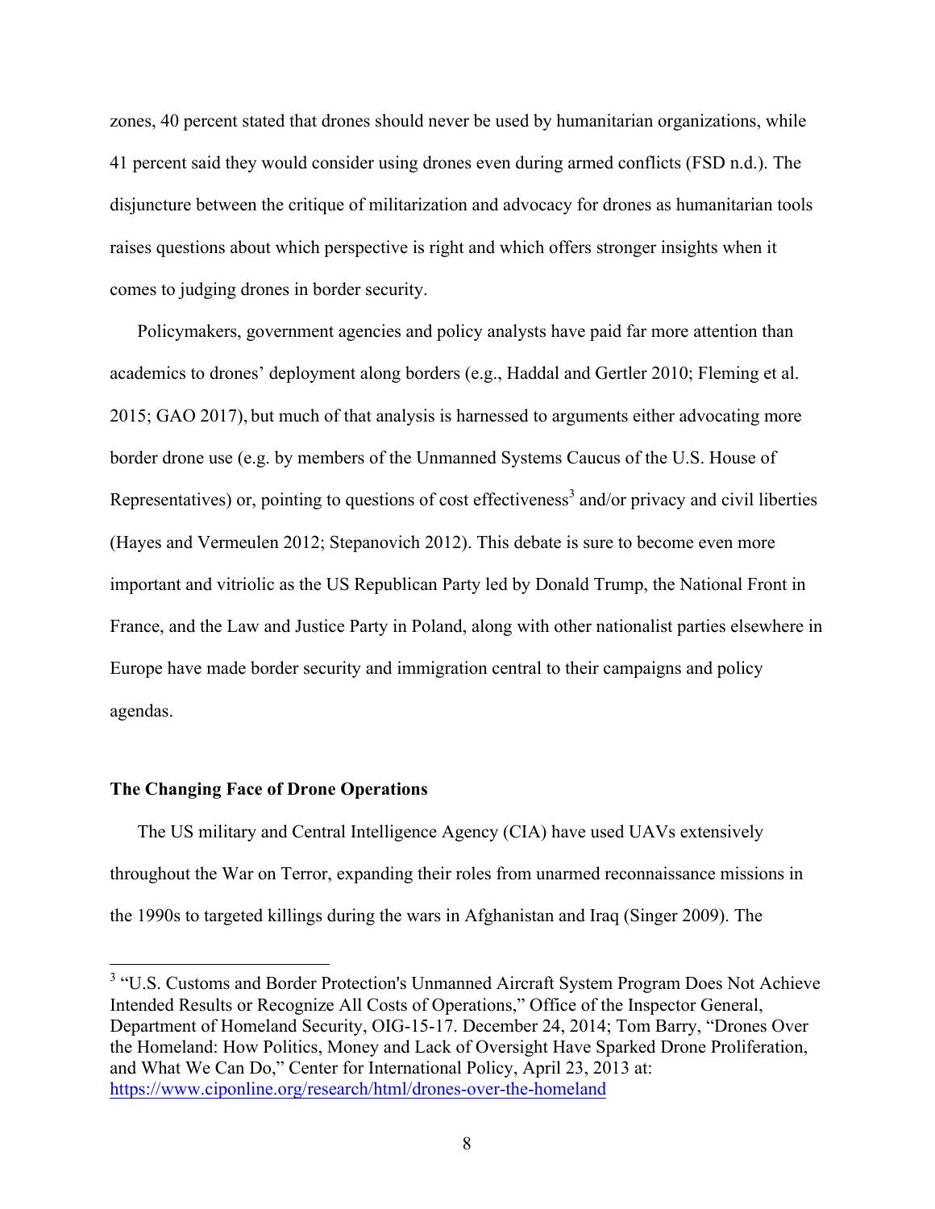zones, 40 percent stated that drones should never be used by humanitarian organizations, while 41 percent said they would consider using drones even during armed conflicts (FSD n.d.). The disjuncture between the critique of militarization and advocacy for drones as humanitarian tools raises questions about which perspective is right and which offers stronger insights when it comes to judging drones in border security.

Policymakers, government agencies and policy analysts have paid far more attention than academics to drones' deployment along borders (e.g., Haddal and Gertler 2010; Fleming et al. 2015; GAO 2017), but much of that analysis is harnessed to arguments either advocating more border drone use (e.g. by members of the Unmanned Systems Caucus of the U.S. House of Representatives) or, pointing to questions of cost effectiveness[3] and/or privacy and civil liberties (Hayes and Vermeulen 2012; Stepanovich 2012). This debate is sure to become even more important and vitriolic as the US Republican Party led by Donald Trump, the National Front in France, and the Law and Justice Party in Poland, along with other nationalist parties elsewhere in Europe have made border security and immigration central to their campaigns and policy agendas.

**The Changing Face of Drone Operations**

The US military and Central Intelligence Agency (CIA) have used UAVs extensively throughout the War on Terror, expanding their roles from unarmed reconnaissance missions in the 1990s to targeted killings during the wars in Afghanistan and Iraq (Singer 2009). The

[3] "U.S. Customs and Border Protection's Unmanned Aircraft System Program Does Not Achieve Intended Results or Recognize All Costs of Operations," Office of the Inspector General, Department of Homeland Security, OIG-15-17. December 24, 2014; Tom Barry, "Drones Over the Homeland: How Politics, Money and Lack of Oversight Have Sparked Drone Proliferation, and What We Can Do," Center for International Policy, April 23, 2013 at: https://www.ciponline.org/research/html/drones-over-the-homeland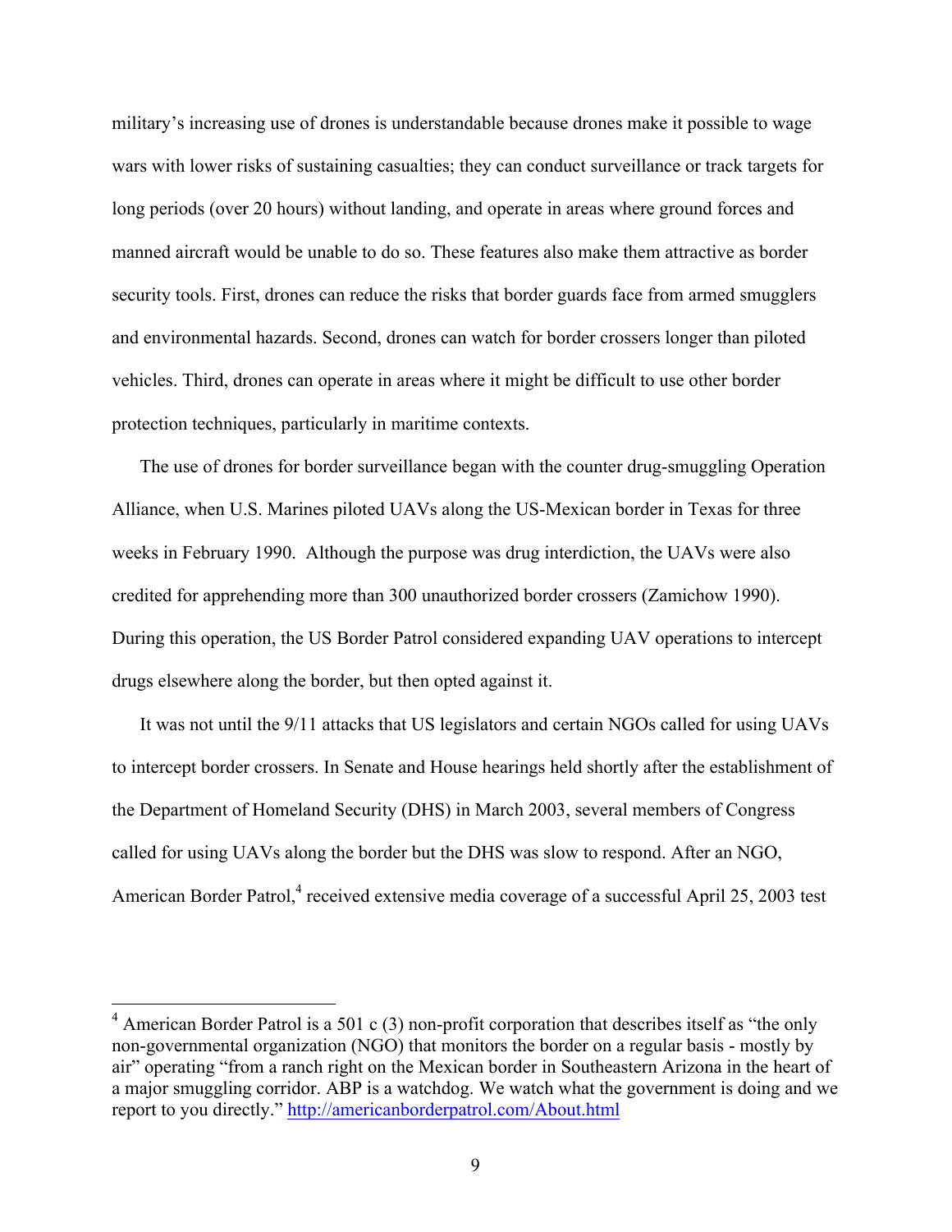military's increasing use of drones is understandable because drones make it possible to wage wars with lower risks of sustaining casualties; they can conduct surveillance or track targets for long periods (over 20 hours) without landing, and operate in areas where ground forces and manned aircraft would be unable to do so. These features also make them attractive as border security tools. First, drones can reduce the risks that border guards face from armed smugglers and environmental hazards. Second, drones can watch for border crossers longer than piloted vehicles. Third, drones can operate in areas where it might be difficult to use other border protection techniques, particularly in maritime contexts.

The use of drones for border surveillance began with the counter drug-smuggling Operation Alliance, when U.S. Marines piloted UAVs along the US-Mexican border in Texas for three weeks in February 1990. Although the purpose was drug interdiction, the UAVs were also credited for apprehending more than 300 unauthorized border crossers (Zamichow 1990). During this operation, the US Border Patrol considered expanding UAV operations to intercept drugs elsewhere along the border, but then opted against it.

It was not until the 9/11 attacks that US legislators and certain NGOs called for using UAVs to intercept border crossers. In Senate and House hearings held shortly after the establishment of the Department of Homeland Security (DHS) in March 2003, several members of Congress called for using UAVs along the border but the DHS was slow to respond. After an NGO, American Border Patrol,[4] received extensive media coverage of a successful April 25, 2003 test

[4] American Border Patrol is a 501 c (3) non-profit corporation that describes itself as "the only non-governmental organization (NGO) that monitors the border on a regular basis - mostly by air" operating "from a ranch right on the Mexican border in Southeastern Arizona in the heart of a major smuggling corridor. ABP is a watchdog. We watch what the government is doing and we report to you directly." http://americanborderpatrol.com/About.html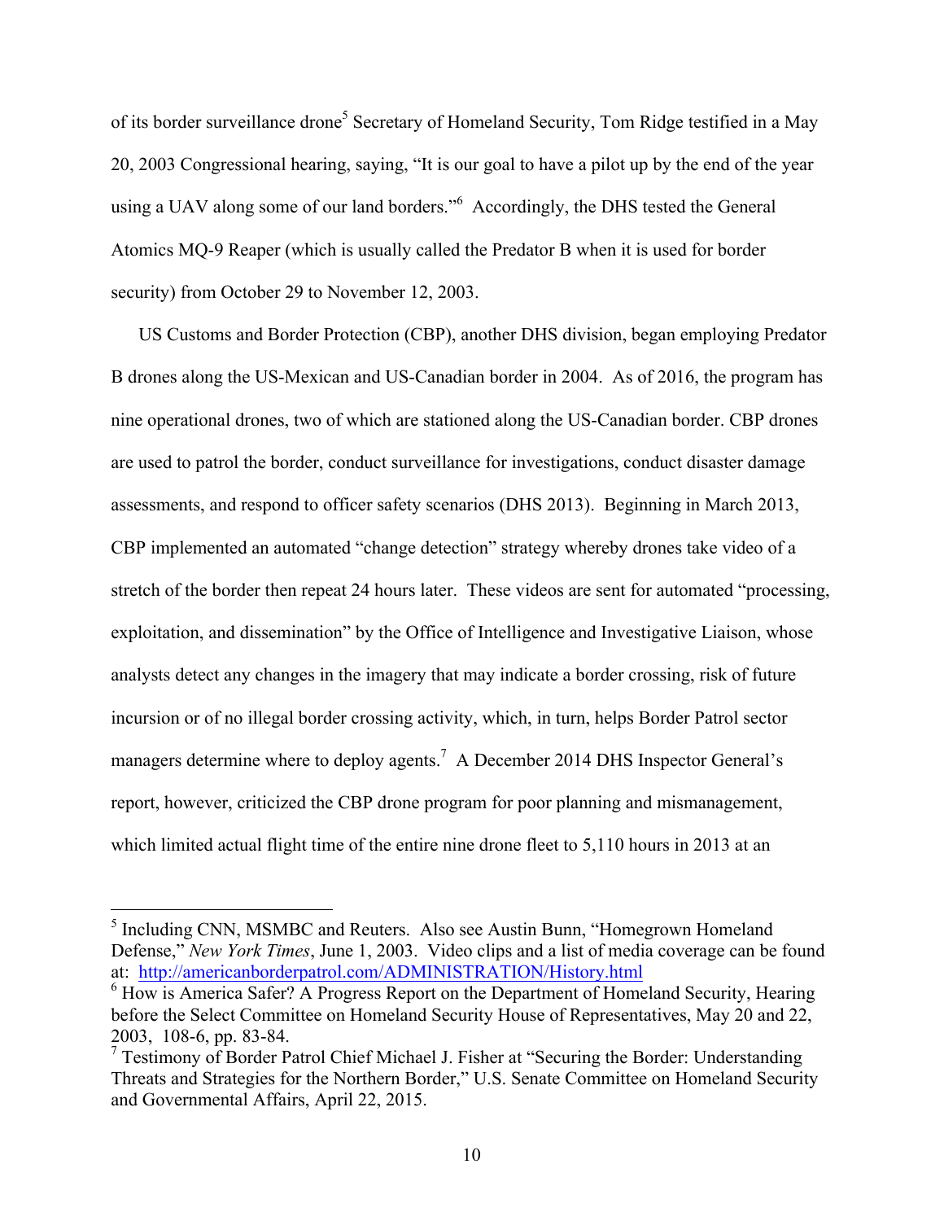of its border surveillance drone[5] Secretary of Homeland Security, Tom Ridge testified in a May 20, 2003 Congressional hearing, saying, "It is our goal to have a pilot up by the end of the year using a UAV along some of our land borders."[6] Accordingly, the DHS tested the General Atomics MQ-9 Reaper (which is usually called the Predator B when it is used for border security) from October 29 to November 12, 2003.

US Customs and Border Protection (CBP), another DHS division, began employing Predator B drones along the US-Mexican and US-Canadian border in 2004. As of 2016, the program has nine operational drones, two of which are stationed along the US-Canadian border. CBP drones are used to patrol the border, conduct surveillance for investigations, conduct disaster damage assessments, and respond to officer safety scenarios (DHS 2013). Beginning in March 2013, CBP implemented an automated "change detection" strategy whereby drones take video of a stretch of the border then repeat 24 hours later. These videos are sent for automated "processing, exploitation, and dissemination" by the Office of Intelligence and Investigative Liaison, whose analysts detect any changes in the imagery that may indicate a border crossing, risk of future incursion or of no illegal border crossing activity, which, in turn, helps Border Patrol sector managers determine where to deploy agents.[7] A December 2014 DHS Inspector General's report, however, criticized the CBP drone program for poor planning and mismanagement, which limited actual flight time of the entire nine drone fleet to 5,110 hours in 2013 at an

---

[5] Including CNN, MSMBC and Reuters. Also see Austin Bunn, "Homegrown Homeland Defense," *New York Times*, June 1, 2003. Video clips and a list of media coverage can be found at: http://americanborderpatrol.com/ADMINISTRATION/History.html

[6] How is America Safer? A Progress Report on the Department of Homeland Security, Hearing before the Select Committee on Homeland Security House of Representatives, May 20 and 22, 2003, 108-6, pp. 83-84.

[7] Testimony of Border Patrol Chief Michael J. Fisher at "Securing the Border: Understanding Threats and Strategies for the Northern Border," U.S. Senate Committee on Homeland Security and Governmental Affairs, April 22, 2015.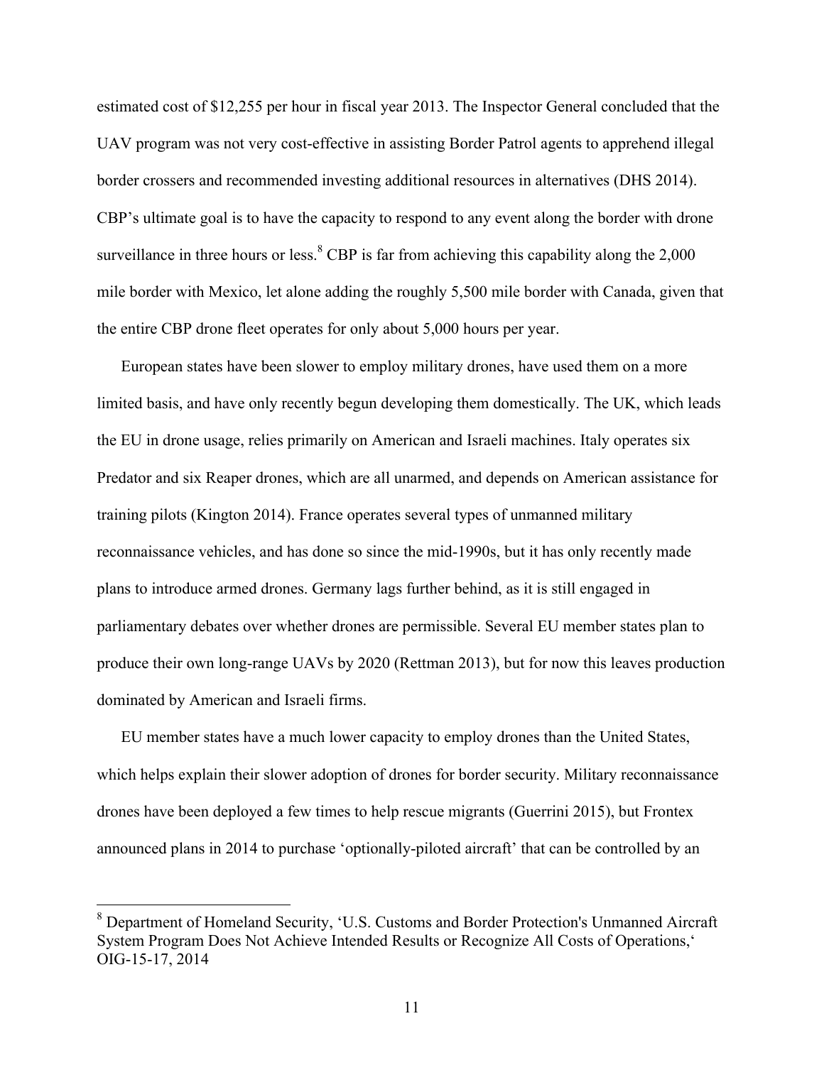estimated cost of $12,255 per hour in fiscal year 2013. The Inspector General concluded that the UAV program was not very cost-effective in assisting Border Patrol agents to apprehend illegal border crossers and recommended investing additional resources in alternatives (DHS 2014). CBP's ultimate goal is to have the capacity to respond to any event along the border with drone surveillance in three hours or less.[8] CBP is far from achieving this capability along the 2,000 mile border with Mexico, let alone adding the roughly 5,500 mile border with Canada, given that the entire CBP drone fleet operates for only about 5,000 hours per year.

European states have been slower to employ military drones, have used them on a more limited basis, and have only recently begun developing them domestically. The UK, which leads the EU in drone usage, relies primarily on American and Israeli machines. Italy operates six Predator and six Reaper drones, which are all unarmed, and depends on American assistance for training pilots (Kington 2014). France operates several types of unmanned military reconnaissance vehicles, and has done so since the mid-1990s, but it has only recently made plans to introduce armed drones. Germany lags further behind, as it is still engaged in parliamentary debates over whether drones are permissible. Several EU member states plan to produce their own long-range UAVs by 2020 (Rettman 2013), but for now this leaves production dominated by American and Israeli firms.

EU member states have a much lower capacity to employ drones than the United States, which helps explain their slower adoption of drones for border security. Military reconnaissance drones have been deployed a few times to help rescue migrants (Guerrini 2015), but Frontex announced plans in 2014 to purchase 'optionally-piloted aircraft' that can be controlled by an

[8] Department of Homeland Security, 'U.S. Customs and Border Protection's Unmanned Aircraft System Program Does Not Achieve Intended Results or Recognize All Costs of Operations,' OIG-15-17, 2014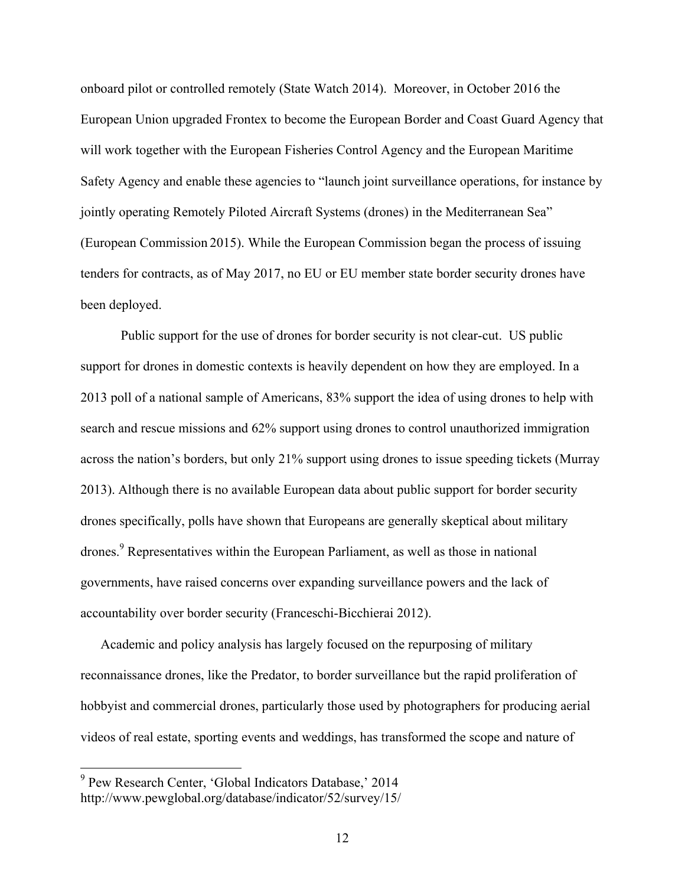onboard pilot or controlled remotely (State Watch 2014). Moreover, in October 2016 the European Union upgraded Frontex to become the European Border and Coast Guard Agency that will work together with the European Fisheries Control Agency and the European Maritime Safety Agency and enable these agencies to "launch joint surveillance operations, for instance by jointly operating Remotely Piloted Aircraft Systems (drones) in the Mediterranean Sea" (European Commission 2015). While the European Commission began the process of issuing tenders for contracts, as of May 2017, no EU or EU member state border security drones have been deployed.

Public support for the use of drones for border security is not clear-cut. US public support for drones in domestic contexts is heavily dependent on how they are employed. In a 2013 poll of a national sample of Americans, 83% support the idea of using drones to help with search and rescue missions and 62% support using drones to control unauthorized immigration across the nation's borders, but only 21% support using drones to issue speeding tickets (Murray 2013). Although there is no available European data about public support for border security drones specifically, polls have shown that Europeans are generally skeptical about military drones.[9] Representatives within the European Parliament, as well as those in national governments, have raised concerns over expanding surveillance powers and the lack of accountability over border security (Franceschi-Bicchierai 2012).

Academic and policy analysis has largely focused on the repurposing of military reconnaissance drones, like the Predator, to border surveillance but the rapid proliferation of hobbyist and commercial drones, particularly those used by photographers for producing aerial videos of real estate, sporting events and weddings, has transformed the scope and nature of

[9] Pew Research Center, 'Global Indicators Database,' 2014 http://www.pewglobal.org/database/indicator/52/survey/15/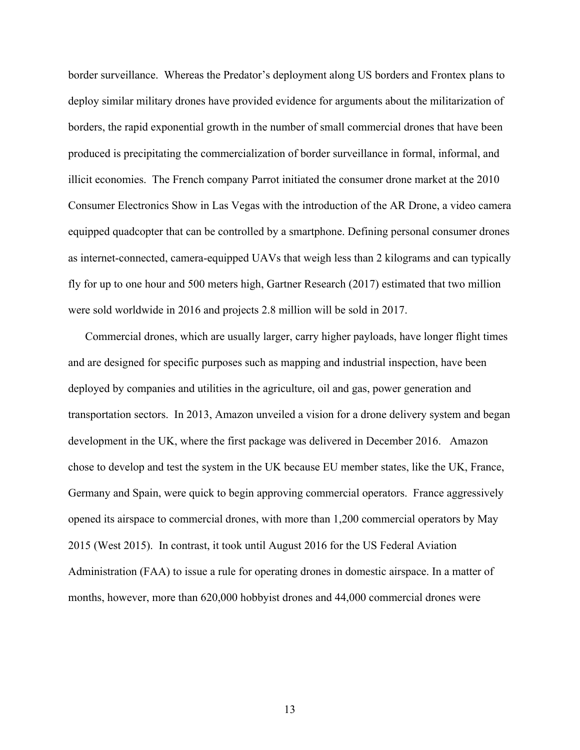border surveillance. Whereas the Predator's deployment along US borders and Frontex plans to deploy similar military drones have provided evidence for arguments about the militarization of borders, the rapid exponential growth in the number of small commercial drones that have been produced is precipitating the commercialization of border surveillance in formal, informal, and illicit economies. The French company Parrot initiated the consumer drone market at the 2010 Consumer Electronics Show in Las Vegas with the introduction of the AR Drone, a video camera equipped quadcopter that can be controlled by a smartphone. Defining personal consumer drones as internet-connected, camera-equipped UAVs that weigh less than 2 kilograms and can typically fly for up to one hour and 500 meters high, Gartner Research (2017) estimated that two million were sold worldwide in 2016 and projects 2.8 million will be sold in 2017.

Commercial drones, which are usually larger, carry higher payloads, have longer flight times and are designed for specific purposes such as mapping and industrial inspection, have been deployed by companies and utilities in the agriculture, oil and gas, power generation and transportation sectors. In 2013, Amazon unveiled a vision for a drone delivery system and began development in the UK, where the first package was delivered in December 2016. Amazon chose to develop and test the system in the UK because EU member states, like the UK, France, Germany and Spain, were quick to begin approving commercial operators. France aggressively opened its airspace to commercial drones, with more than 1,200 commercial operators by May 2015 (West 2015). In contrast, it took until August 2016 for the US Federal Aviation Administration (FAA) to issue a rule for operating drones in domestic airspace. In a matter of months, however, more than 620,000 hobbyist drones and 44,000 commercial drones were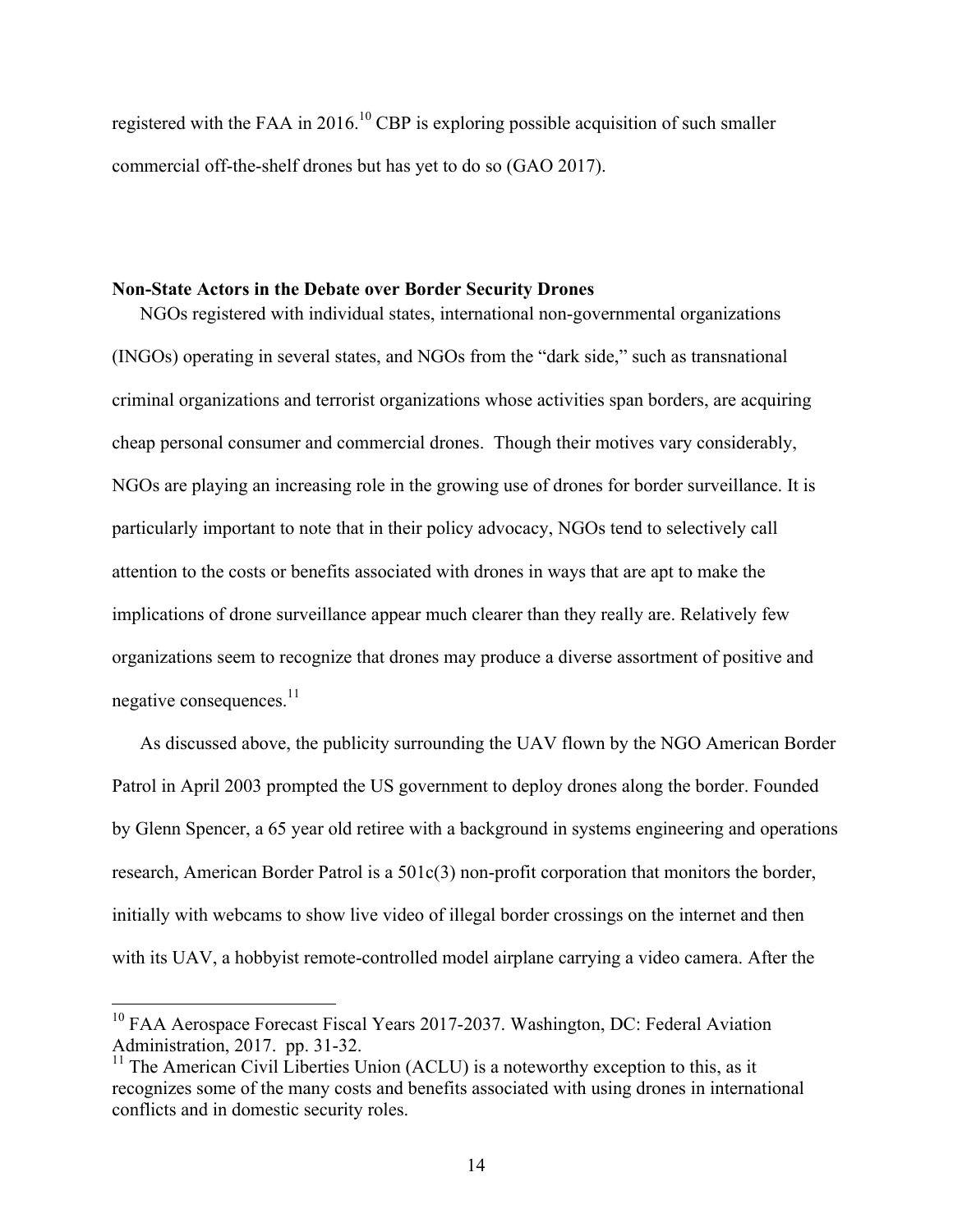registered with the FAA in 2016.[10] CBP is exploring possible acquisition of such smaller commercial off-the-shelf drones but has yet to do so (GAO 2017).

**Non-State Actors in the Debate over Border Security Drones**

NGOs registered with individual states, international non-governmental organizations (INGOs) operating in several states, and NGOs from the "dark side," such as transnational criminal organizations and terrorist organizations whose activities span borders, are acquiring cheap personal consumer and commercial drones. Though their motives vary considerably, NGOs are playing an increasing role in the growing use of drones for border surveillance. It is particularly important to note that in their policy advocacy, NGOs tend to selectively call attention to the costs or benefits associated with drones in ways that are apt to make the implications of drone surveillance appear much clearer than they really are. Relatively few organizations seem to recognize that drones may produce a diverse assortment of positive and negative consequences.[11]

As discussed above, the publicity surrounding the UAV flown by the NGO American Border Patrol in April 2003 prompted the US government to deploy drones along the border. Founded by Glenn Spencer, a 65 year old retiree with a background in systems engineering and operations research, American Border Patrol is a 501c(3) non-profit corporation that monitors the border, initially with webcams to show live video of illegal border crossings on the internet and then with its UAV, a hobbyist remote-controlled model airplane carrying a video camera. After the

---

[10] FAA Aerospace Forecast Fiscal Years 2017-2037. Washington, DC: Federal Aviation Administration, 2017. pp. 31-32.

[11] The American Civil Liberties Union (ACLU) is a noteworthy exception to this, as it recognizes some of the many costs and benefits associated with using drones in international conflicts and in domestic security roles.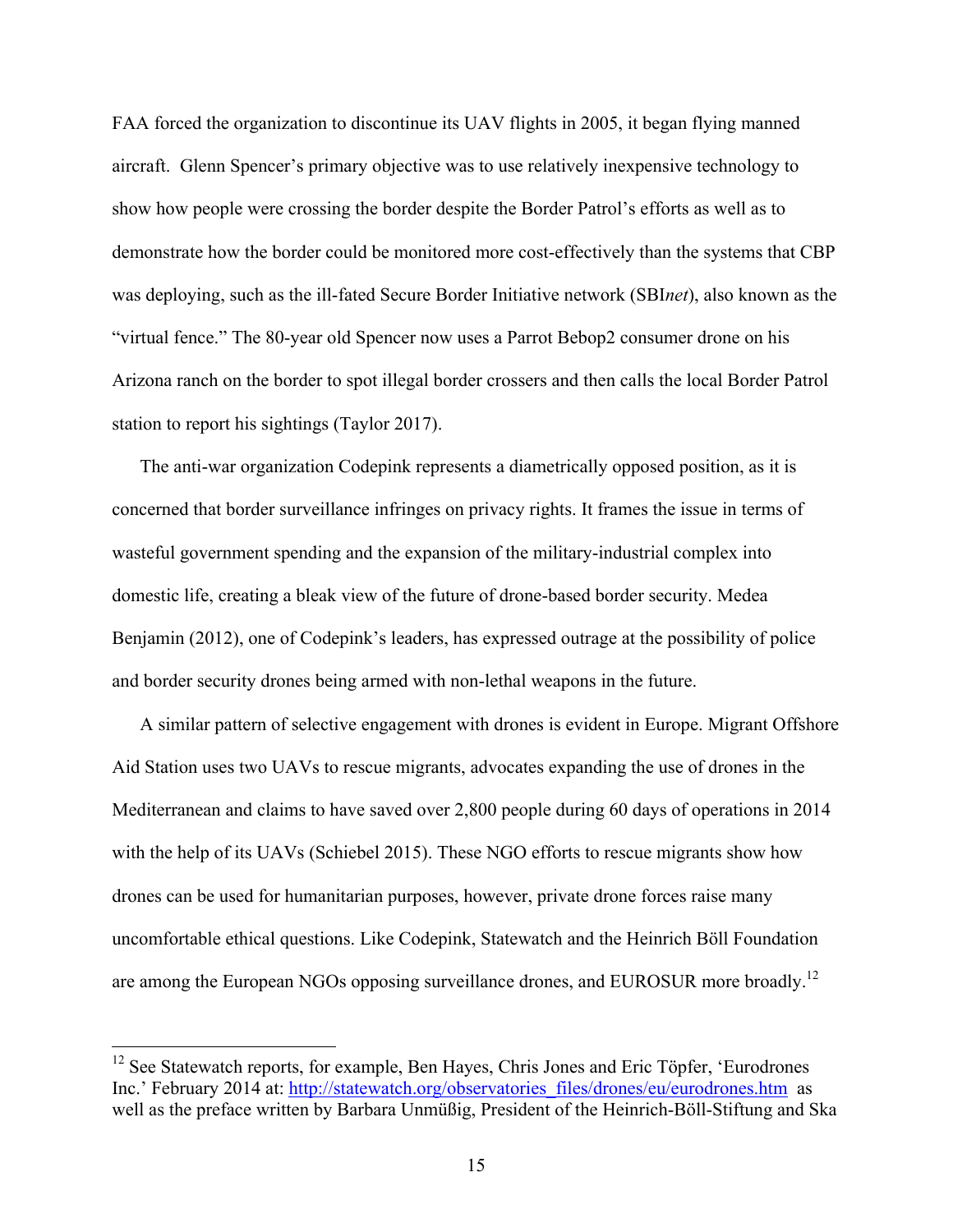FAA forced the organization to discontinue its UAV flights in 2005, it began flying manned aircraft. Glenn Spencer's primary objective was to use relatively inexpensive technology to show how people were crossing the border despite the Border Patrol's efforts as well as to demonstrate how the border could be monitored more cost-effectively than the systems that CBP was deploying, such as the ill-fated Secure Border Initiative network (SBI*net*), also known as the "virtual fence." The 80-year old Spencer now uses a Parrot Bebop2 consumer drone on his Arizona ranch on the border to spot illegal border crossers and then calls the local Border Patrol station to report his sightings (Taylor 2017).

The anti-war organization Codepink represents a diametrically opposed position, as it is concerned that border surveillance infringes on privacy rights. It frames the issue in terms of wasteful government spending and the expansion of the military-industrial complex into domestic life, creating a bleak view of the future of drone-based border security. Medea Benjamin (2012), one of Codepink's leaders, has expressed outrage at the possibility of police and border security drones being armed with non-lethal weapons in the future.

A similar pattern of selective engagement with drones is evident in Europe. Migrant Offshore Aid Station uses two UAVs to rescue migrants, advocates expanding the use of drones in the Mediterranean and claims to have saved over 2,800 people during 60 days of operations in 2014 with the help of its UAVs (Schiebel 2015). These NGO efforts to rescue migrants show how drones can be used for humanitarian purposes, however, private drone forces raise many uncomfortable ethical questions. Like Codepink, Statewatch and the Heinrich Böll Foundation are among the European NGOs opposing surveillance drones, and EUROSUR more broadly.[12]

---

[12] See Statewatch reports, for example, Ben Hayes, Chris Jones and Eric Töpfer, 'Eurodrones Inc.' February 2014 at: http://statewatch.org/observatories_files/drones/eu/eurodrones.htm as well as the preface written by Barbara Unmüßig, President of the Heinrich-Böll-Stiftung and Ska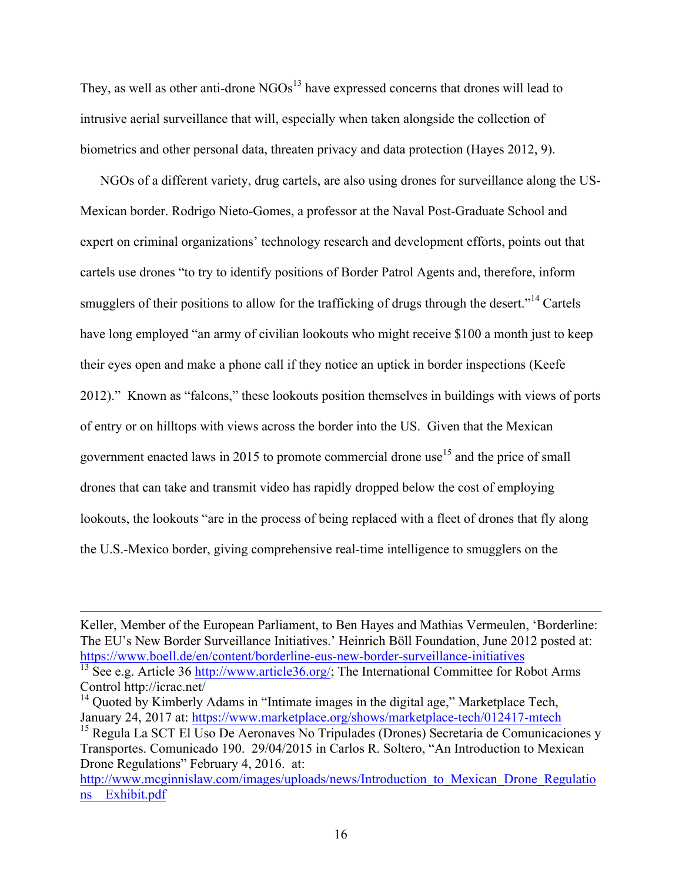They, as well as other anti-drone NGOs[13] have expressed concerns that drones will lead to intrusive aerial surveillance that will, especially when taken alongside the collection of biometrics and other personal data, threaten privacy and data protection (Hayes 2012, 9).

NGOs of a different variety, drug cartels, are also using drones for surveillance along the US-Mexican border. Rodrigo Nieto-Gomes, a professor at the Naval Post-Graduate School and expert on criminal organizations' technology research and development efforts, points out that cartels use drones "to try to identify positions of Border Patrol Agents and, therefore, inform smugglers of their positions to allow for the trafficking of drugs through the desert."[14] Cartels have long employed "an army of civilian lookouts who might receive $100 a month just to keep their eyes open and make a phone call if they notice an uptick in border inspections (Keefe 2012)." Known as "falcons," these lookouts position themselves in buildings with views of ports of entry or on hilltops with views across the border into the US. Given that the Mexican government enacted laws in 2015 to promote commercial drone use[15] and the price of small drones that can take and transmit video has rapidly dropped below the cost of employing lookouts, the lookouts "are in the process of being replaced with a fleet of drones that fly along the U.S.-Mexico border, giving comprehensive real-time intelligence to smugglers on the

---

Keller, Member of the European Parliament, to Ben Hayes and Mathias Vermeulen, 'Borderline: The EU's New Border Surveillance Initiatives.' Heinrich Böll Foundation, June 2012 posted at: https://www.boell.de/en/content/borderline-eus-new-border-surveillance-initiatives

[13] See e.g. Article 36 http://www.article36.org/; The International Committee for Robot Arms Control http://icrac.net/

[14] Quoted by Kimberly Adams in "Intimate images in the digital age," Marketplace Tech, January 24, 2017 at: https://www.marketplace.org/shows/marketplace-tech/012417-mtech

[15] Regula La SCT El Uso De Aeronaves No Tripulades (Drones) Secretaria de Comunicaciones y Transportes. Comunicado 190. 29/04/2015 in Carlos R. Soltero, "An Introduction to Mexican Drone Regulations" February 4, 2016. at: http://www.mcginnislaw.com/images/uploads/news/Introduction_to_Mexican_Drone_Regulations__Exhibit.pdf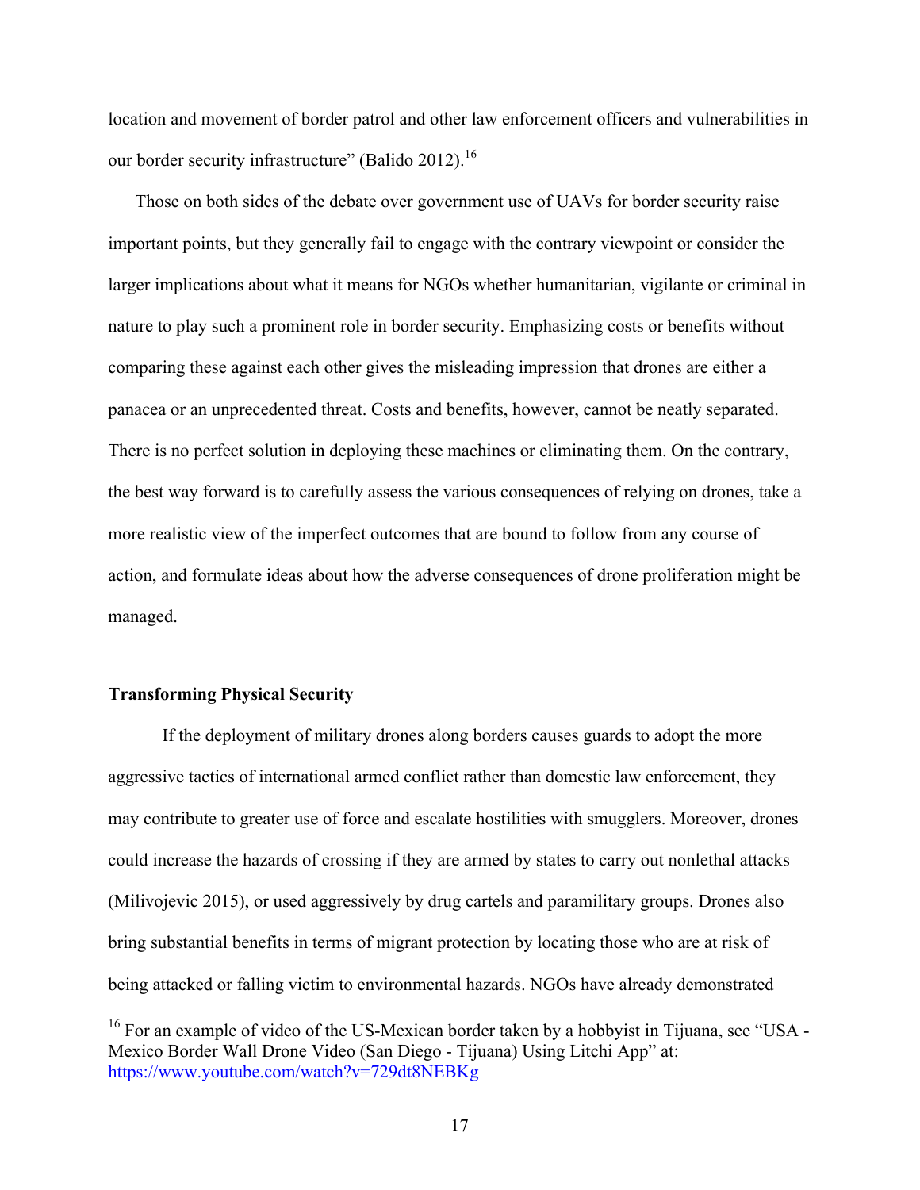location and movement of border patrol and other law enforcement officers and vulnerabilities in our border security infrastructure" (Balido 2012).[16]

Those on both sides of the debate over government use of UAVs for border security raise important points, but they generally fail to engage with the contrary viewpoint or consider the larger implications about what it means for NGOs whether humanitarian, vigilante or criminal in nature to play such a prominent role in border security. Emphasizing costs or benefits without comparing these against each other gives the misleading impression that drones are either a panacea or an unprecedented threat. Costs and benefits, however, cannot be neatly separated. There is no perfect solution in deploying these machines or eliminating them. On the contrary, the best way forward is to carefully assess the various consequences of relying on drones, take a more realistic view of the imperfect outcomes that are bound to follow from any course of action, and formulate ideas about how the adverse consequences of drone proliferation might be managed.

**Transforming Physical Security**

If the deployment of military drones along borders causes guards to adopt the more aggressive tactics of international armed conflict rather than domestic law enforcement, they may contribute to greater use of force and escalate hostilities with smugglers. Moreover, drones could increase the hazards of crossing if they are armed by states to carry out nonlethal attacks (Milivojevic 2015), or used aggressively by drug cartels and paramilitary groups. Drones also bring substantial benefits in terms of migrant protection by locating those who are at risk of being attacked or falling victim to environmental hazards. NGOs have already demonstrated

[16] For an example of video of the US-Mexican border taken by a hobbyist in Tijuana, see "USA - Mexico Border Wall Drone Video (San Diego - Tijuana) Using Litchi App" at: https://www.youtube.com/watch?v=729dt8NEBKg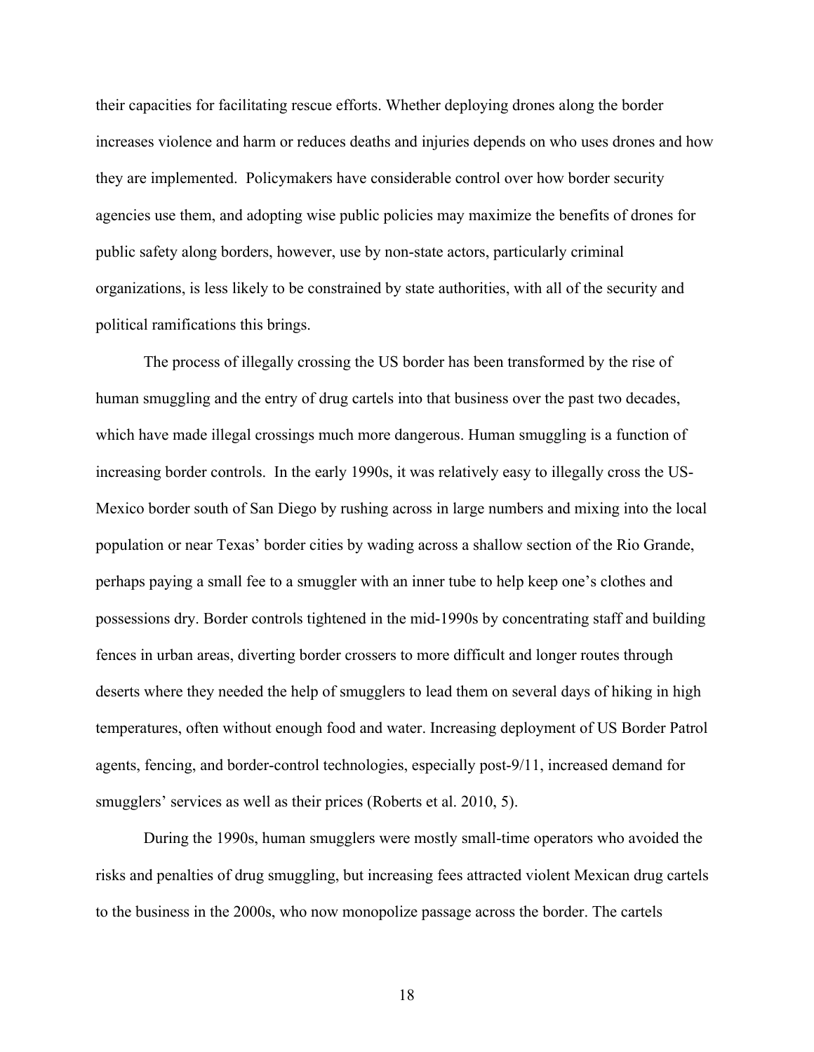their capacities for facilitating rescue efforts. Whether deploying drones along the border increases violence and harm or reduces deaths and injuries depends on who uses drones and how they are implemented. Policymakers have considerable control over how border security agencies use them, and adopting wise public policies may maximize the benefits of drones for public safety along borders, however, use by non-state actors, particularly criminal organizations, is less likely to be constrained by state authorities, with all of the security and political ramifications this brings.

The process of illegally crossing the US border has been transformed by the rise of human smuggling and the entry of drug cartels into that business over the past two decades, which have made illegal crossings much more dangerous. Human smuggling is a function of increasing border controls. In the early 1990s, it was relatively easy to illegally cross the US-Mexico border south of San Diego by rushing across in large numbers and mixing into the local population or near Texas' border cities by wading across a shallow section of the Rio Grande, perhaps paying a small fee to a smuggler with an inner tube to help keep one's clothes and possessions dry. Border controls tightened in the mid-1990s by concentrating staff and building fences in urban areas, diverting border crossers to more difficult and longer routes through deserts where they needed the help of smugglers to lead them on several days of hiking in high temperatures, often without enough food and water. Increasing deployment of US Border Patrol agents, fencing, and border-control technologies, especially post-9/11, increased demand for smugglers' services as well as their prices (Roberts et al. 2010, 5).

During the 1990s, human smugglers were mostly small-time operators who avoided the risks and penalties of drug smuggling, but increasing fees attracted violent Mexican drug cartels to the business in the 2000s, who now monopolize passage across the border. The cartels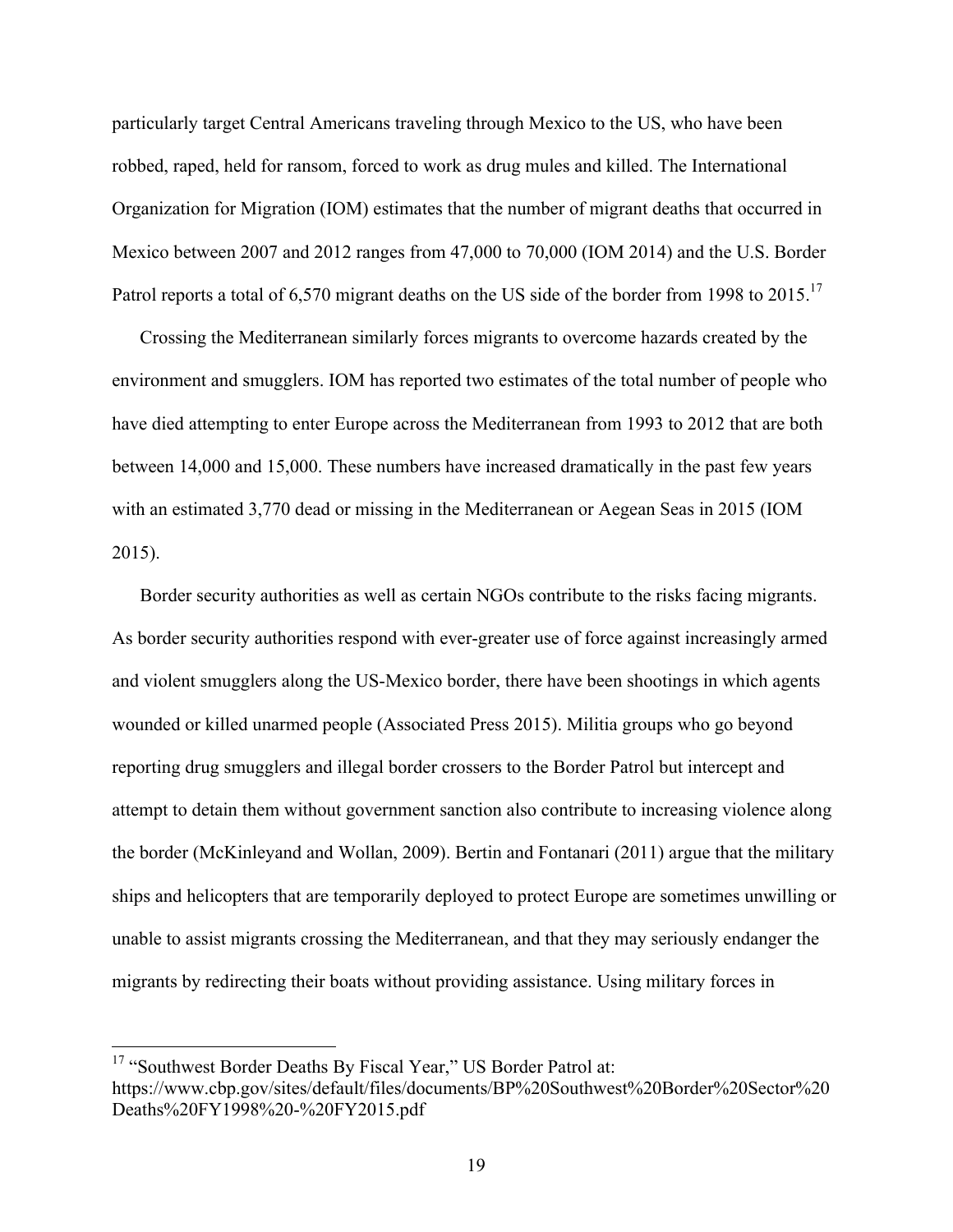particularly target Central Americans traveling through Mexico to the US, who have been robbed, raped, held for ransom, forced to work as drug mules and killed. The International Organization for Migration (IOM) estimates that the number of migrant deaths that occurred in Mexico between 2007 and 2012 ranges from 47,000 to 70,000 (IOM 2014) and the U.S. Border Patrol reports a total of 6,570 migrant deaths on the US side of the border from 1998 to 2015.[17]

Crossing the Mediterranean similarly forces migrants to overcome hazards created by the environment and smugglers. IOM has reported two estimates of the total number of people who have died attempting to enter Europe across the Mediterranean from 1993 to 2012 that are both between 14,000 and 15,000. These numbers have increased dramatically in the past few years with an estimated 3,770 dead or missing in the Mediterranean or Aegean Seas in 2015 (IOM 2015).

Border security authorities as well as certain NGOs contribute to the risks facing migrants. As border security authorities respond with ever-greater use of force against increasingly armed and violent smugglers along the US-Mexico border, there have been shootings in which agents wounded or killed unarmed people (Associated Press 2015). Militia groups who go beyond reporting drug smugglers and illegal border crossers to the Border Patrol but intercept and attempt to detain them without government sanction also contribute to increasing violence along the border (McKinleyand and Wollan, 2009). Bertin and Fontanari (2011) argue that the military ships and helicopters that are temporarily deployed to protect Europe are sometimes unwilling or unable to assist migrants crossing the Mediterranean, and that they may seriously endanger the migrants by redirecting their boats without providing assistance. Using military forces in

---

[17] "Southwest Border Deaths By Fiscal Year," US Border Patrol at: https://www.cbp.gov/sites/default/files/documents/BP%20Southwest%20Border%20Sector%20Deaths%20FY1998%20-%20FY2015.pdf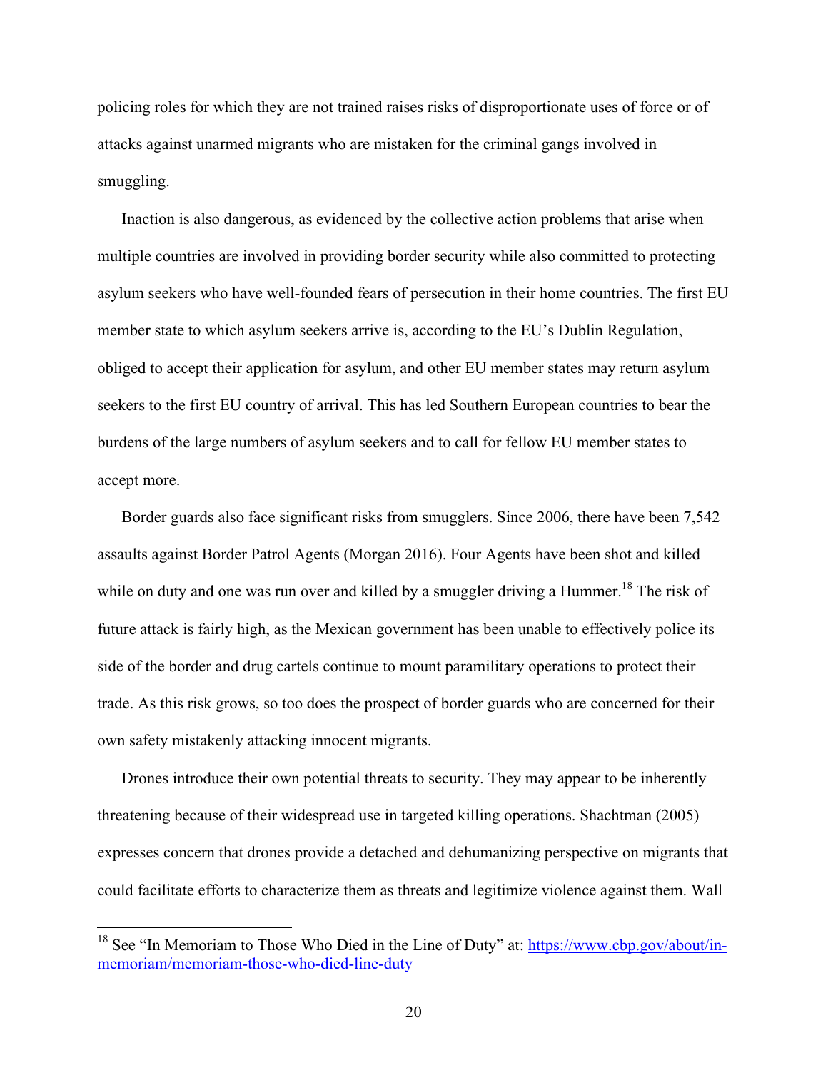policing roles for which they are not trained raises risks of disproportionate uses of force or of attacks against unarmed migrants who are mistaken for the criminal gangs involved in smuggling.

Inaction is also dangerous, as evidenced by the collective action problems that arise when multiple countries are involved in providing border security while also committed to protecting asylum seekers who have well-founded fears of persecution in their home countries. The first EU member state to which asylum seekers arrive is, according to the EU's Dublin Regulation, obliged to accept their application for asylum, and other EU member states may return asylum seekers to the first EU country of arrival. This has led Southern European countries to bear the burdens of the large numbers of asylum seekers and to call for fellow EU member states to accept more.

Border guards also face significant risks from smugglers. Since 2006, there have been 7,542 assaults against Border Patrol Agents (Morgan 2016). Four Agents have been shot and killed while on duty and one was run over and killed by a smuggler driving a Hummer.[18] The risk of future attack is fairly high, as the Mexican government has been unable to effectively police its side of the border and drug cartels continue to mount paramilitary operations to protect their trade. As this risk grows, so too does the prospect of border guards who are concerned for their own safety mistakenly attacking innocent migrants.

Drones introduce their own potential threats to security. They may appear to be inherently threatening because of their widespread use in targeted killing operations. Shachtman (2005) expresses concern that drones provide a detached and dehumanizing perspective on migrants that could facilitate efforts to characterize them as threats and legitimize violence against them. Wall

[18] See "In Memoriam to Those Who Died in the Line of Duty" at: https://www.cbp.gov/about/in-memoriam/memoriam-those-who-died-line-duty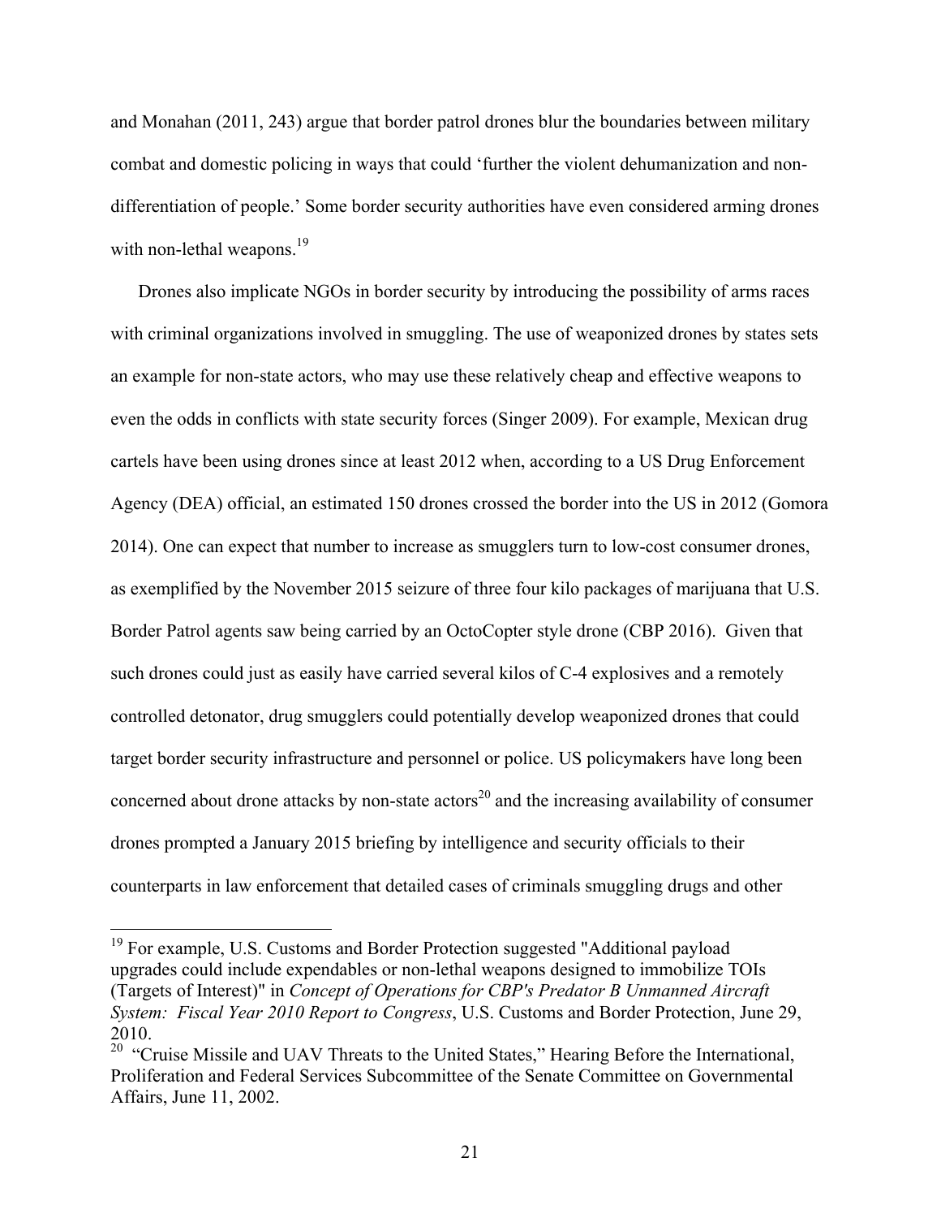and Monahan (2011, 243) argue that border patrol drones blur the boundaries between military combat and domestic policing in ways that could 'further the violent dehumanization and non-differentiation of people.' Some border security authorities have even considered arming drones with non-lethal weapons.[19]

Drones also implicate NGOs in border security by introducing the possibility of arms races with criminal organizations involved in smuggling. The use of weaponized drones by states sets an example for non-state actors, who may use these relatively cheap and effective weapons to even the odds in conflicts with state security forces (Singer 2009). For example, Mexican drug cartels have been using drones since at least 2012 when, according to a US Drug Enforcement Agency (DEA) official, an estimated 150 drones crossed the border into the US in 2012 (Gomora 2014). One can expect that number to increase as smugglers turn to low-cost consumer drones, as exemplified by the November 2015 seizure of three four kilo packages of marijuana that U.S. Border Patrol agents saw being carried by an OctoCopter style drone (CBP 2016). Given that such drones could just as easily have carried several kilos of C-4 explosives and a remotely controlled detonator, drug smugglers could potentially develop weaponized drones that could target border security infrastructure and personnel or police. US policymakers have long been concerned about drone attacks by non-state actors[20] and the increasing availability of consumer drones prompted a January 2015 briefing by intelligence and security officials to their counterparts in law enforcement that detailed cases of criminals smuggling drugs and other

---

[19] For example, U.S. Customs and Border Protection suggested "Additional payload upgrades could include expendables or non-lethal weapons designed to immobilize TOIs (Targets of Interest)" in *Concept of Operations for CBP's Predator B Unmanned Aircraft System: Fiscal Year 2010 Report to Congress*, U.S. Customs and Border Protection, June 29, 2010.

[20] "Cruise Missile and UAV Threats to the United States," Hearing Before the International, Proliferation and Federal Services Subcommittee of the Senate Committee on Governmental Affairs, June 11, 2002.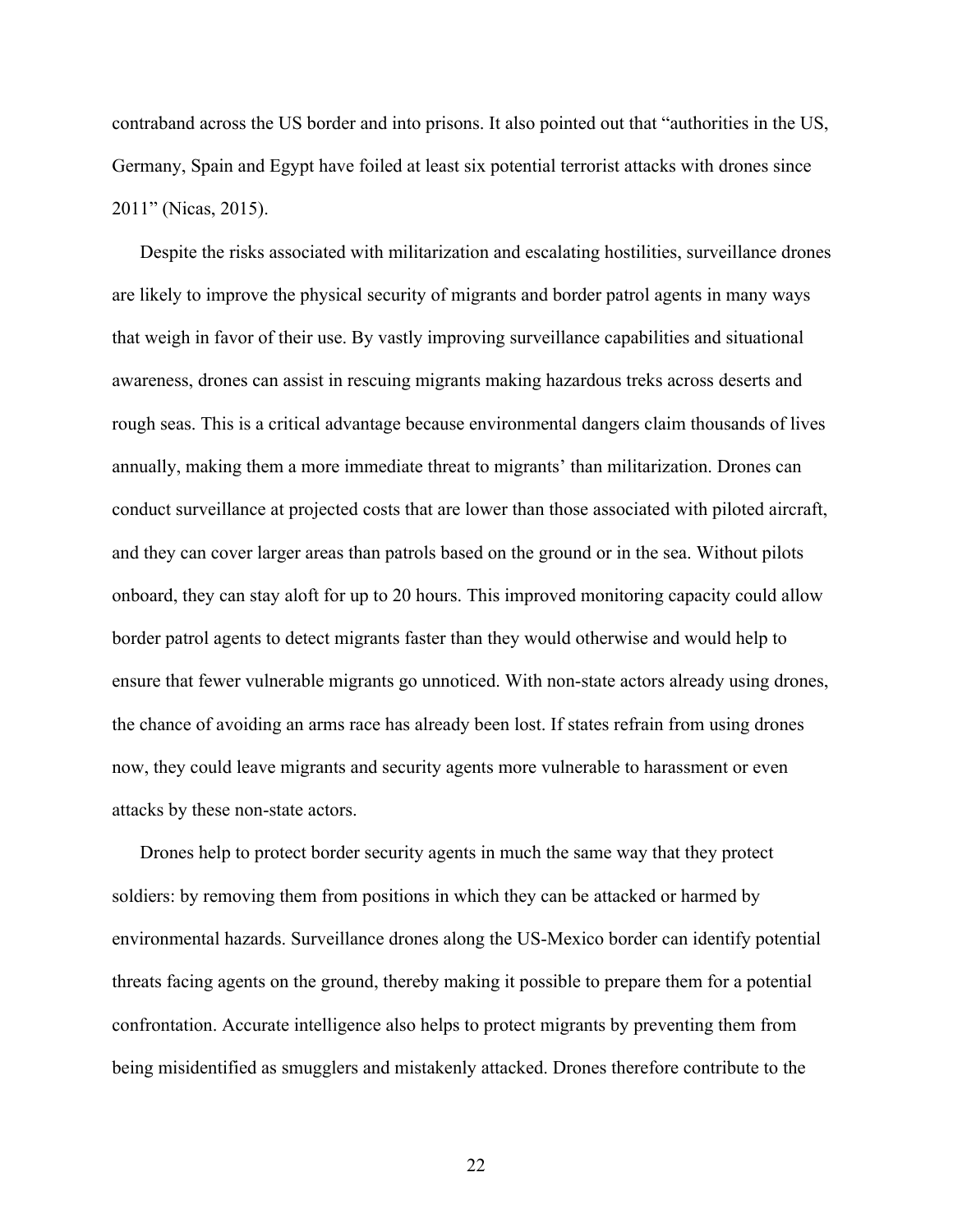contraband across the US border and into prisons. It also pointed out that "authorities in the US, Germany, Spain and Egypt have foiled at least six potential terrorist attacks with drones since 2011" (Nicas, 2015).

Despite the risks associated with militarization and escalating hostilities, surveillance drones are likely to improve the physical security of migrants and border patrol agents in many ways that weigh in favor of their use. By vastly improving surveillance capabilities and situational awareness, drones can assist in rescuing migrants making hazardous treks across deserts and rough seas. This is a critical advantage because environmental dangers claim thousands of lives annually, making them a more immediate threat to migrants' than militarization. Drones can conduct surveillance at projected costs that are lower than those associated with piloted aircraft, and they can cover larger areas than patrols based on the ground or in the sea. Without pilots onboard, they can stay aloft for up to 20 hours. This improved monitoring capacity could allow border patrol agents to detect migrants faster than they would otherwise and would help to ensure that fewer vulnerable migrants go unnoticed. With non-state actors already using drones, the chance of avoiding an arms race has already been lost. If states refrain from using drones now, they could leave migrants and security agents more vulnerable to harassment or even attacks by these non-state actors.

Drones help to protect border security agents in much the same way that they protect soldiers: by removing them from positions in which they can be attacked or harmed by environmental hazards. Surveillance drones along the US-Mexico border can identify potential threats facing agents on the ground, thereby making it possible to prepare them for a potential confrontation. Accurate intelligence also helps to protect migrants by preventing them from being misidentified as smugglers and mistakenly attacked. Drones therefore contribute to the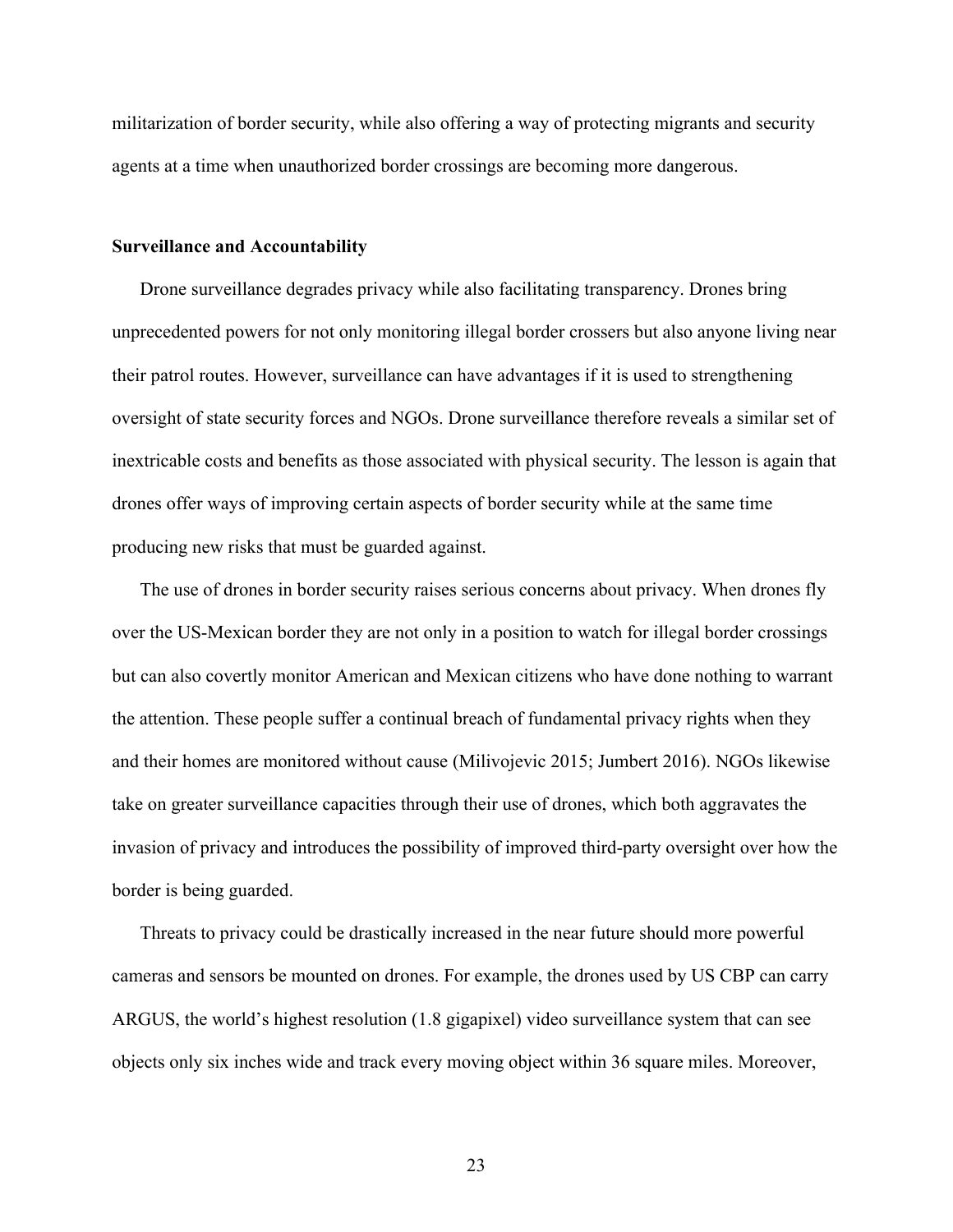militarization of border security, while also offering a way of protecting migrants and security agents at a time when unauthorized border crossings are becoming more dangerous.

**Surveillance and Accountability**

Drone surveillance degrades privacy while also facilitating transparency. Drones bring unprecedented powers for not only monitoring illegal border crossers but also anyone living near their patrol routes. However, surveillance can have advantages if it is used to strengthening oversight of state security forces and NGOs. Drone surveillance therefore reveals a similar set of inextricable costs and benefits as those associated with physical security. The lesson is again that drones offer ways of improving certain aspects of border security while at the same time producing new risks that must be guarded against.

The use of drones in border security raises serious concerns about privacy. When drones fly over the US-Mexican border they are not only in a position to watch for illegal border crossings but can also covertly monitor American and Mexican citizens who have done nothing to warrant the attention. These people suffer a continual breach of fundamental privacy rights when they and their homes are monitored without cause (Milivojevic 2015; Jumbert 2016). NGOs likewise take on greater surveillance capacities through their use of drones, which both aggravates the invasion of privacy and introduces the possibility of improved third-party oversight over how the border is being guarded.

Threats to privacy could be drastically increased in the near future should more powerful cameras and sensors be mounted on drones. For example, the drones used by US CBP can carry ARGUS, the world's highest resolution (1.8 gigapixel) video surveillance system that can see objects only six inches wide and track every moving object within 36 square miles. Moreover,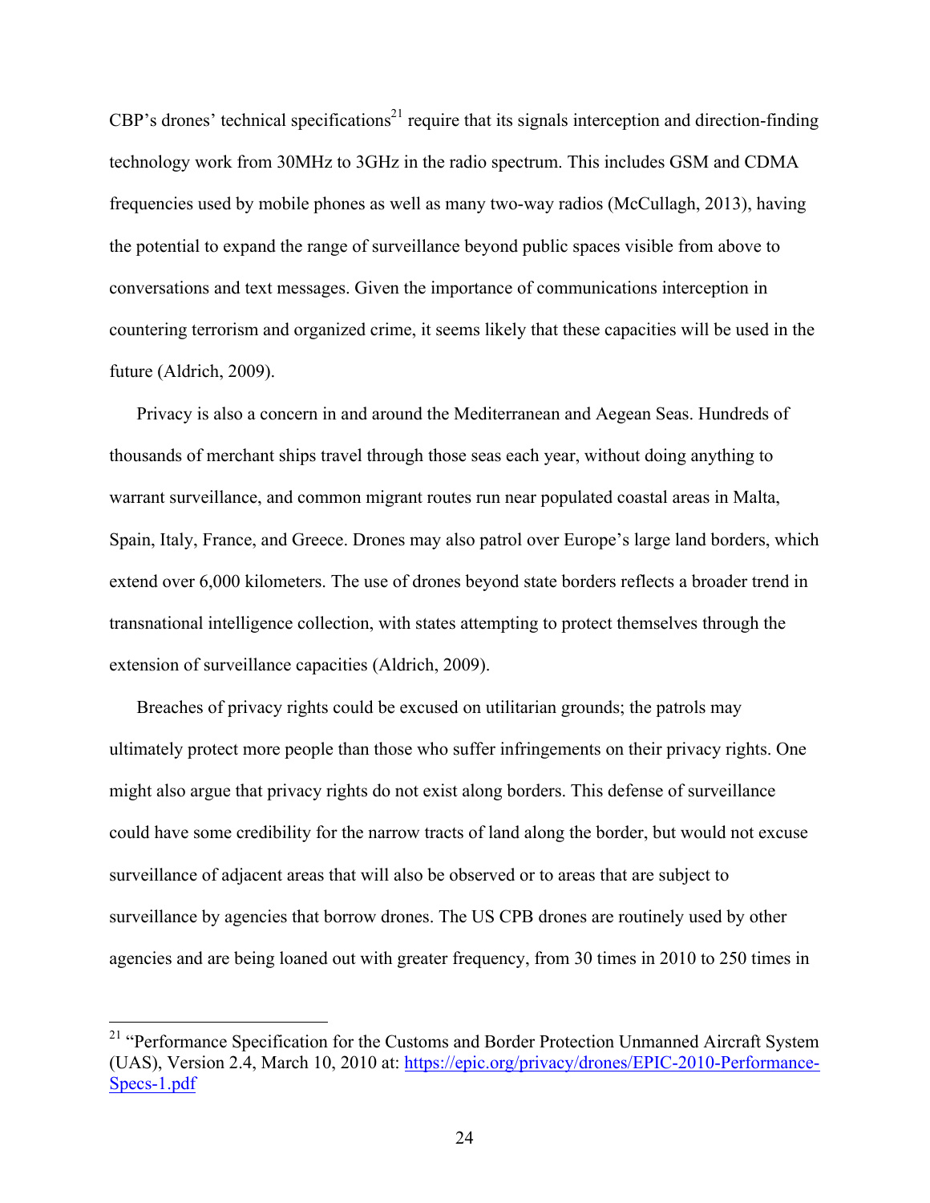CBP's drones' technical specifications[21] require that its signals interception and direction-finding technology work from 30MHz to 3GHz in the radio spectrum. This includes GSM and CDMA frequencies used by mobile phones as well as many two-way radios (McCullagh, 2013), having the potential to expand the range of surveillance beyond public spaces visible from above to conversations and text messages. Given the importance of communications interception in countering terrorism and organized crime, it seems likely that these capacities will be used in the future (Aldrich, 2009).

Privacy is also a concern in and around the Mediterranean and Aegean Seas. Hundreds of thousands of merchant ships travel through those seas each year, without doing anything to warrant surveillance, and common migrant routes run near populated coastal areas in Malta, Spain, Italy, France, and Greece. Drones may also patrol over Europe's large land borders, which extend over 6,000 kilometers. The use of drones beyond state borders reflects a broader trend in transnational intelligence collection, with states attempting to protect themselves through the extension of surveillance capacities (Aldrich, 2009).

Breaches of privacy rights could be excused on utilitarian grounds; the patrols may ultimately protect more people than those who suffer infringements on their privacy rights. One might also argue that privacy rights do not exist along borders. This defense of surveillance could have some credibility for the narrow tracts of land along the border, but would not excuse surveillance of adjacent areas that will also be observed or to areas that are subject to surveillance by agencies that borrow drones. The US CPB drones are routinely used by other agencies and are being loaned out with greater frequency, from 30 times in 2010 to 250 times in

---

[21] "Performance Specification for the Customs and Border Protection Unmanned Aircraft System (UAS), Version 2.4, March 10, 2010 at: https://epic.org/privacy/drones/EPIC-2010-Performance-Specs-1.pdf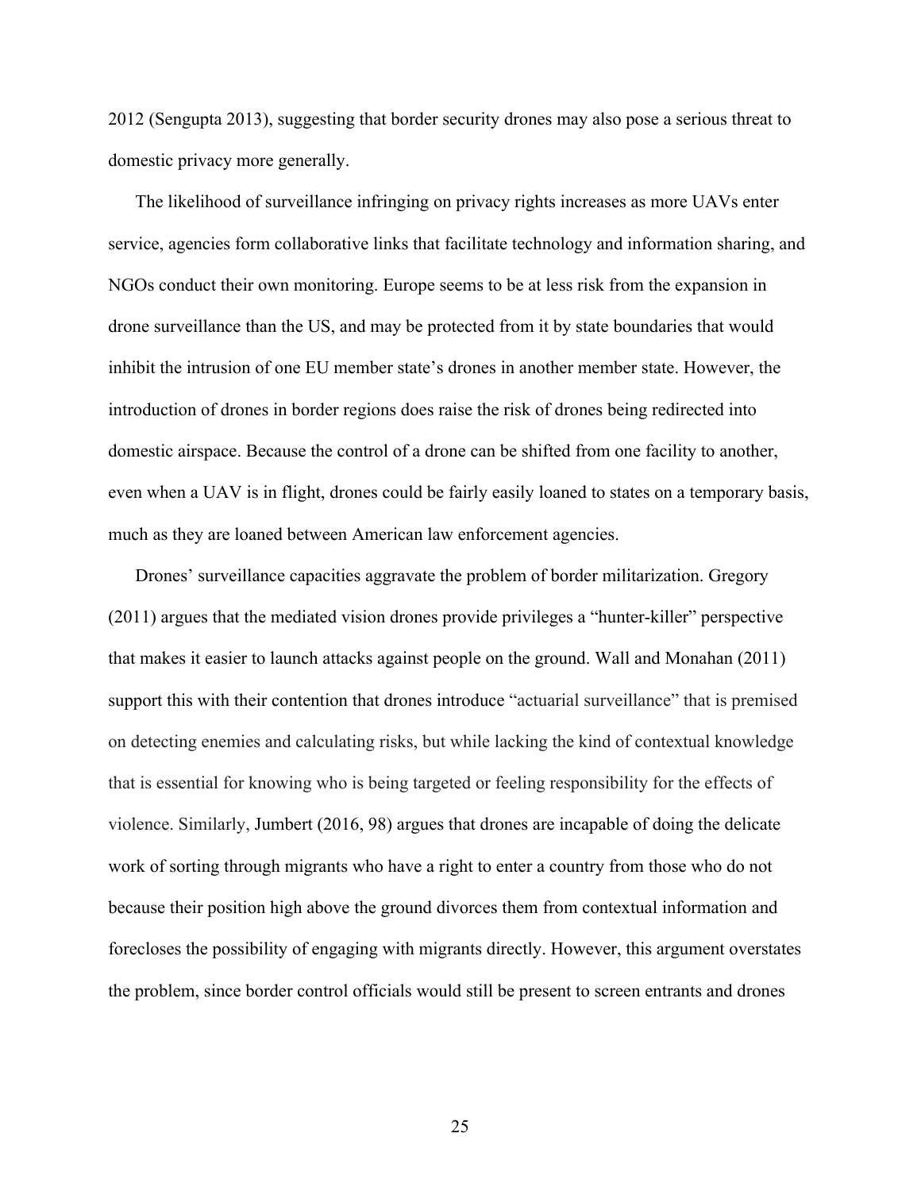2012 (Sengupta 2013), suggesting that border security drones may also pose a serious threat to domestic privacy more generally.

The likelihood of surveillance infringing on privacy rights increases as more UAVs enter service, agencies form collaborative links that facilitate technology and information sharing, and NGOs conduct their own monitoring. Europe seems to be at less risk from the expansion in drone surveillance than the US, and may be protected from it by state boundaries that would inhibit the intrusion of one EU member state's drones in another member state. However, the introduction of drones in border regions does raise the risk of drones being redirected into domestic airspace. Because the control of a drone can be shifted from one facility to another, even when a UAV is in flight, drones could be fairly easily loaned to states on a temporary basis, much as they are loaned between American law enforcement agencies.

Drones' surveillance capacities aggravate the problem of border militarization. Gregory (2011) argues that the mediated vision drones provide privileges a "hunter-killer" perspective that makes it easier to launch attacks against people on the ground. Wall and Monahan (2011) support this with their contention that drones introduce "actuarial surveillance" that is premised on detecting enemies and calculating risks, but while lacking the kind of contextual knowledge that is essential for knowing who is being targeted or feeling responsibility for the effects of violence. Similarly, Jumbert (2016, 98) argues that drones are incapable of doing the delicate work of sorting through migrants who have a right to enter a country from those who do not because their position high above the ground divorces them from contextual information and forecloses the possibility of engaging with migrants directly. However, this argument overstates the problem, since border control officials would still be present to screen entrants and drones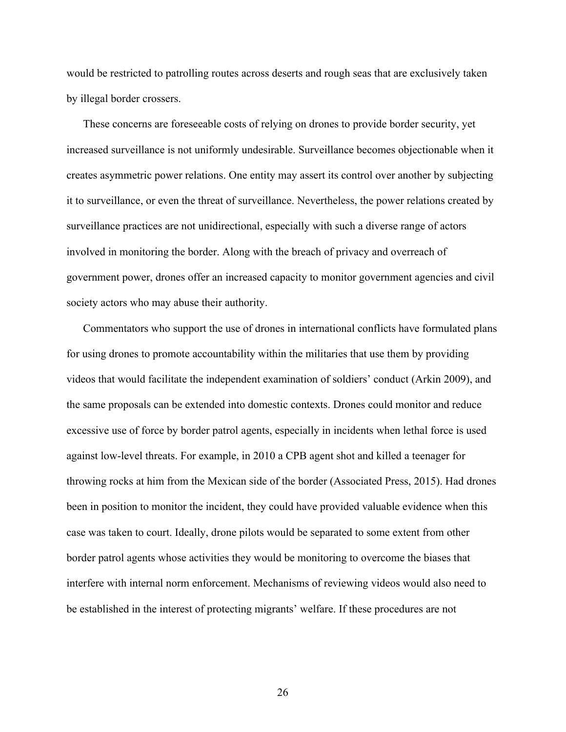would be restricted to patrolling routes across deserts and rough seas that are exclusively taken by illegal border crossers.

These concerns are foreseeable costs of relying on drones to provide border security, yet increased surveillance is not uniformly undesirable. Surveillance becomes objectionable when it creates asymmetric power relations. One entity may assert its control over another by subjecting it to surveillance, or even the threat of surveillance. Nevertheless, the power relations created by surveillance practices are not unidirectional, especially with such a diverse range of actors involved in monitoring the border. Along with the breach of privacy and overreach of government power, drones offer an increased capacity to monitor government agencies and civil society actors who may abuse their authority.

Commentators who support the use of drones in international conflicts have formulated plans for using drones to promote accountability within the militaries that use them by providing videos that would facilitate the independent examination of soldiers' conduct (Arkin 2009), and the same proposals can be extended into domestic contexts. Drones could monitor and reduce excessive use of force by border patrol agents, especially in incidents when lethal force is used against low-level threats. For example, in 2010 a CPB agent shot and killed a teenager for throwing rocks at him from the Mexican side of the border (Associated Press, 2015). Had drones been in position to monitor the incident, they could have provided valuable evidence when this case was taken to court. Ideally, drone pilots would be separated to some extent from other border patrol agents whose activities they would be monitoring to overcome the biases that interfere with internal norm enforcement. Mechanisms of reviewing videos would also need to be established in the interest of protecting migrants' welfare. If these procedures are not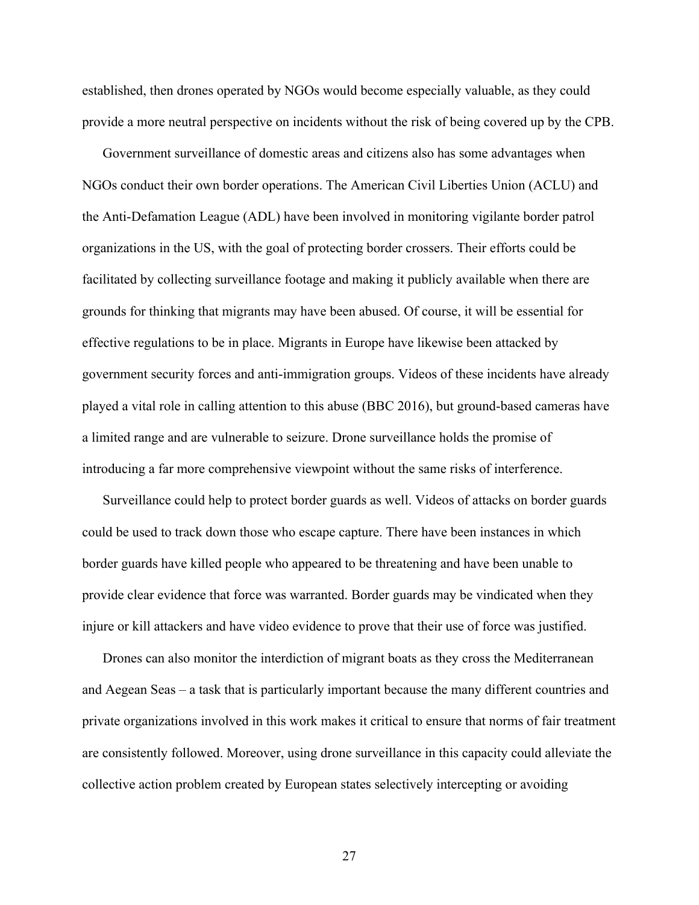established, then drones operated by NGOs would become especially valuable, as they could provide a more neutral perspective on incidents without the risk of being covered up by the CPB.

Government surveillance of domestic areas and citizens also has some advantages when NGOs conduct their own border operations. The American Civil Liberties Union (ACLU) and the Anti-Defamation League (ADL) have been involved in monitoring vigilante border patrol organizations in the US, with the goal of protecting border crossers. Their efforts could be facilitated by collecting surveillance footage and making it publicly available when there are grounds for thinking that migrants may have been abused. Of course, it will be essential for effective regulations to be in place. Migrants in Europe have likewise been attacked by government security forces and anti-immigration groups. Videos of these incidents have already played a vital role in calling attention to this abuse (BBC 2016), but ground-based cameras have a limited range and are vulnerable to seizure. Drone surveillance holds the promise of introducing a far more comprehensive viewpoint without the same risks of interference.

Surveillance could help to protect border guards as well. Videos of attacks on border guards could be used to track down those who escape capture. There have been instances in which border guards have killed people who appeared to be threatening and have been unable to provide clear evidence that force was warranted. Border guards may be vindicated when they injure or kill attackers and have video evidence to prove that their use of force was justified.

Drones can also monitor the interdiction of migrant boats as they cross the Mediterranean and Aegean Seas – a task that is particularly important because the many different countries and private organizations involved in this work makes it critical to ensure that norms of fair treatment are consistently followed. Moreover, using drone surveillance in this capacity could alleviate the collective action problem created by European states selectively intercepting or avoiding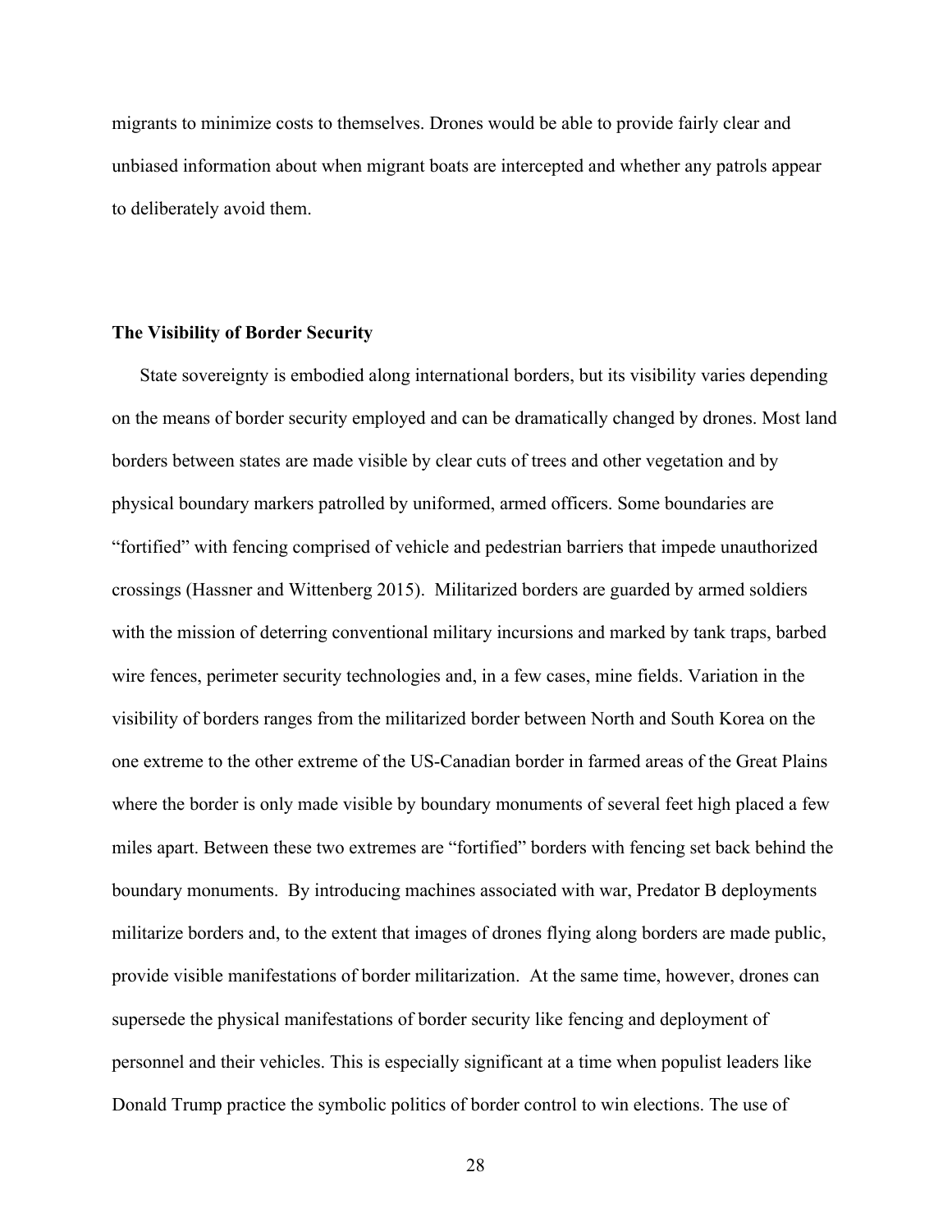migrants to minimize costs to themselves. Drones would be able to provide fairly clear and unbiased information about when migrant boats are intercepted and whether any patrols appear to deliberately avoid them.

**The Visibility of Border Security**

State sovereignty is embodied along international borders, but its visibility varies depending on the means of border security employed and can be dramatically changed by drones. Most land borders between states are made visible by clear cuts of trees and other vegetation and by physical boundary markers patrolled by uniformed, armed officers. Some boundaries are "fortified" with fencing comprised of vehicle and pedestrian barriers that impede unauthorized crossings (Hassner and Wittenberg 2015). Militarized borders are guarded by armed soldiers with the mission of deterring conventional military incursions and marked by tank traps, barbed wire fences, perimeter security technologies and, in a few cases, mine fields. Variation in the visibility of borders ranges from the militarized border between North and South Korea on the one extreme to the other extreme of the US-Canadian border in farmed areas of the Great Plains where the border is only made visible by boundary monuments of several feet high placed a few miles apart. Between these two extremes are "fortified" borders with fencing set back behind the boundary monuments. By introducing machines associated with war, Predator B deployments militarize borders and, to the extent that images of drones flying along borders are made public, provide visible manifestations of border militarization. At the same time, however, drones can supersede the physical manifestations of border security like fencing and deployment of personnel and their vehicles. This is especially significant at a time when populist leaders like Donald Trump practice the symbolic politics of border control to win elections. The use of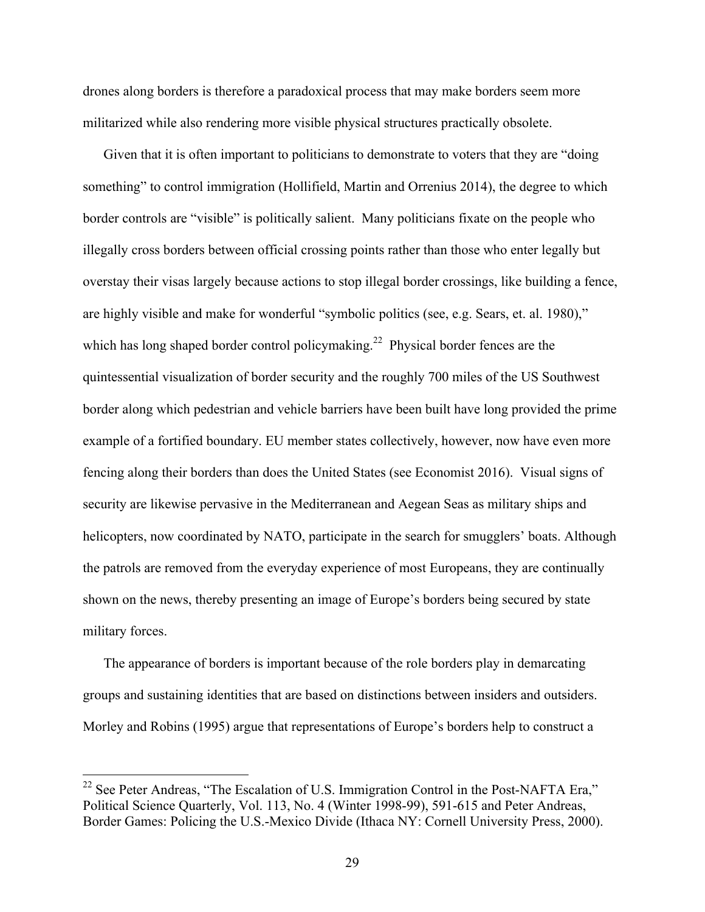drones along borders is therefore a paradoxical process that may make borders seem more militarized while also rendering more visible physical structures practically obsolete.

Given that it is often important to politicians to demonstrate to voters that they are "doing something" to control immigration (Hollifield, Martin and Orrenius 2014), the degree to which border controls are "visible" is politically salient. Many politicians fixate on the people who illegally cross borders between official crossing points rather than those who enter legally but overstay their visas largely because actions to stop illegal border crossings, like building a fence, are highly visible and make for wonderful "symbolic politics (see, e.g. Sears, et. al. 1980)," which has long shaped border control policymaking.[22] Physical border fences are the quintessential visualization of border security and the roughly 700 miles of the US Southwest border along which pedestrian and vehicle barriers have been built have long provided the prime example of a fortified boundary. EU member states collectively, however, now have even more fencing along their borders than does the United States (see Economist 2016). Visual signs of security are likewise pervasive in the Mediterranean and Aegean Seas as military ships and helicopters, now coordinated by NATO, participate in the search for smugglers' boats. Although the patrols are removed from the everyday experience of most Europeans, they are continually shown on the news, thereby presenting an image of Europe's borders being secured by state military forces.

The appearance of borders is important because of the role borders play in demarcating groups and sustaining identities that are based on distinctions between insiders and outsiders. Morley and Robins (1995) argue that representations of Europe's borders help to construct a

[22] See Peter Andreas, "The Escalation of U.S. Immigration Control in the Post-NAFTA Era," Political Science Quarterly, Vol. 113, No. 4 (Winter 1998-99), 591-615 and Peter Andreas, Border Games: Policing the U.S.-Mexico Divide (Ithaca NY: Cornell University Press, 2000).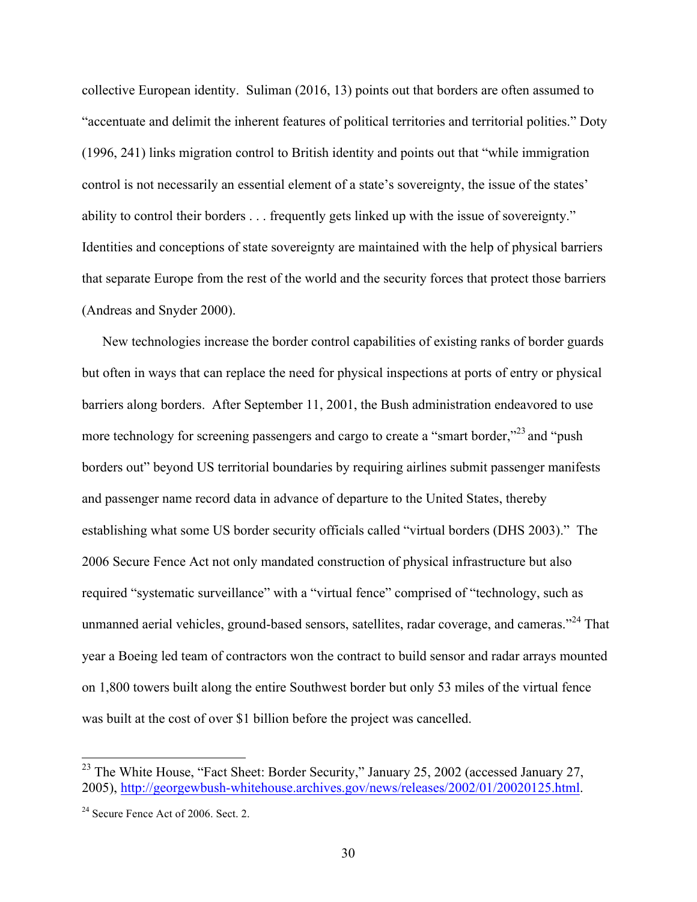collective European identity. Suliman (2016, 13) points out that borders are often assumed to "accentuate and delimit the inherent features of political territories and territorial polities." Doty (1996, 241) links migration control to British identity and points out that "while immigration control is not necessarily an essential element of a state's sovereignty, the issue of the states' ability to control their borders . . . frequently gets linked up with the issue of sovereignty." Identities and conceptions of state sovereignty are maintained with the help of physical barriers that separate Europe from the rest of the world and the security forces that protect those barriers (Andreas and Snyder 2000).

New technologies increase the border control capabilities of existing ranks of border guards but often in ways that can replace the need for physical inspections at ports of entry or physical barriers along borders. After September 11, 2001, the Bush administration endeavored to use more technology for screening passengers and cargo to create a "smart border,"[23] and "push borders out" beyond US territorial boundaries by requiring airlines submit passenger manifests and passenger name record data in advance of departure to the United States, thereby establishing what some US border security officials called "virtual borders (DHS 2003)." The 2006 Secure Fence Act not only mandated construction of physical infrastructure but also required "systematic surveillance" with a "virtual fence" comprised of "technology, such as unmanned aerial vehicles, ground-based sensors, satellites, radar coverage, and cameras."[24] That year a Boeing led team of contractors won the contract to build sensor and radar arrays mounted on 1,800 towers built along the entire Southwest border but only 53 miles of the virtual fence was built at the cost of over $1 billion before the project was cancelled.

---

[23] The White House, "Fact Sheet: Border Security," January 25, 2002 (accessed January 27, 2005), http://georgewbush-whitehouse.archives.gov/news/releases/2002/01/20020125.html.

[24] Secure Fence Act of 2006. Sect. 2.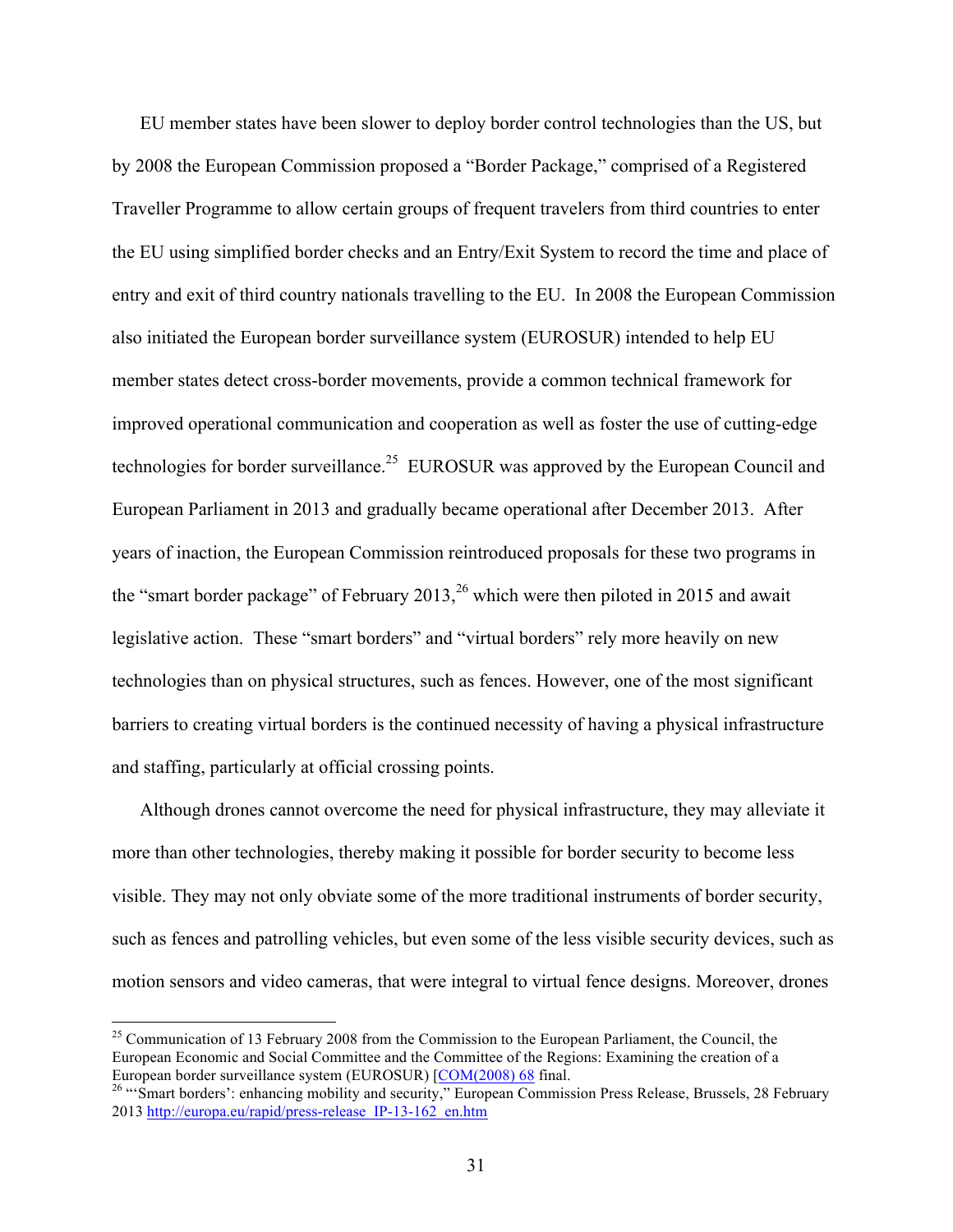EU member states have been slower to deploy border control technologies than the US, but by 2008 the European Commission proposed a "Border Package," comprised of a Registered Traveller Programme to allow certain groups of frequent travelers from third countries to enter the EU using simplified border checks and an Entry/Exit System to record the time and place of entry and exit of third country nationals travelling to the EU. In 2008 the European Commission also initiated the European border surveillance system (EUROSUR) intended to help EU member states detect cross-border movements, provide a common technical framework for improved operational communication and cooperation as well as foster the use of cutting-edge technologies for border surveillance.[25] EUROSUR was approved by the European Council and European Parliament in 2013 and gradually became operational after December 2013. After years of inaction, the European Commission reintroduced proposals for these two programs in the "smart border package" of February 2013,[26] which were then piloted in 2015 and await legislative action. These "smart borders" and "virtual borders" rely more heavily on new technologies than on physical structures, such as fences. However, one of the most significant barriers to creating virtual borders is the continued necessity of having a physical infrastructure and staffing, particularly at official crossing points.

Although drones cannot overcome the need for physical infrastructure, they may alleviate it more than other technologies, thereby making it possible for border security to become less visible. They may not only obviate some of the more traditional instruments of border security, such as fences and patrolling vehicles, but even some of the less visible security devices, such as motion sensors and video cameras, that were integral to virtual fence designs. Moreover, drones

---

[25] Communication of 13 February 2008 from the Commission to the European Parliament, the Council, the European Economic and Social Committee and the Committee of the Regions: Examining the creation of a European border surveillance system (EUROSUR) [COM(2008) 68 final.

[26] "'Smart borders': enhancing mobility and security," European Commission Press Release, Brussels, 28 February 2013 http://europa.eu/rapid/press-release_IP-13-162_en.htm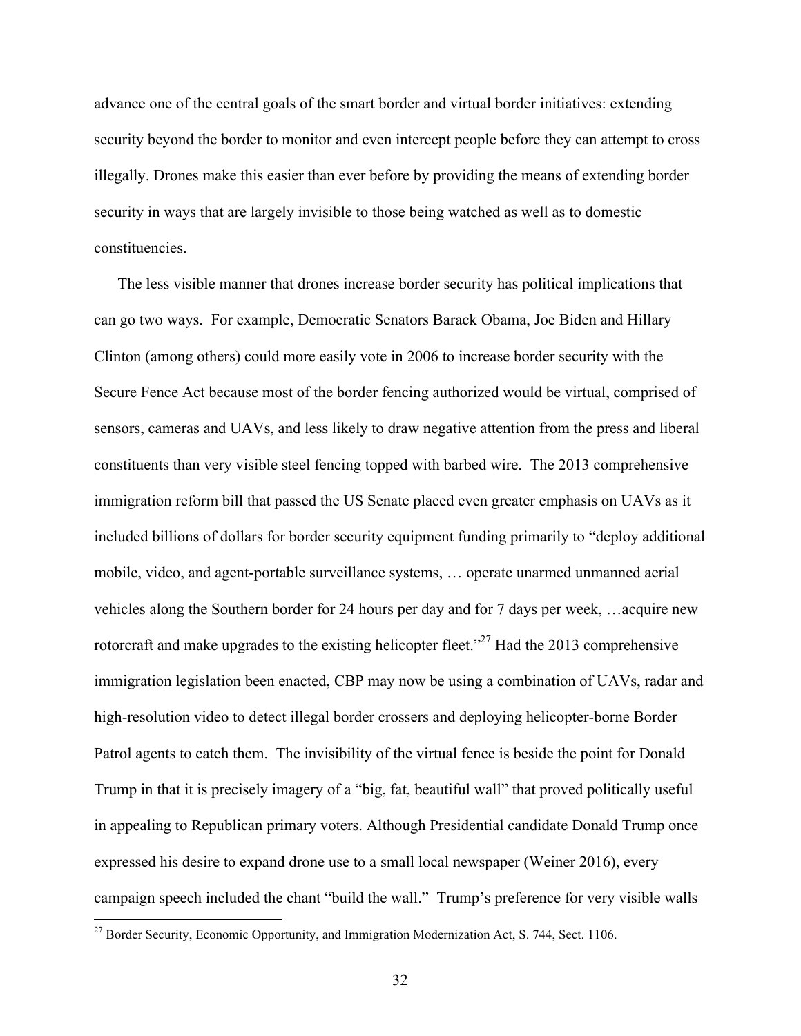advance one of the central goals of the smart border and virtual border initiatives: extending security beyond the border to monitor and even intercept people before they can attempt to cross illegally. Drones make this easier than ever before by providing the means of extending border security in ways that are largely invisible to those being watched as well as to domestic constituencies.

The less visible manner that drones increase border security has political implications that can go two ways. For example, Democratic Senators Barack Obama, Joe Biden and Hillary Clinton (among others) could more easily vote in 2006 to increase border security with the Secure Fence Act because most of the border fencing authorized would be virtual, comprised of sensors, cameras and UAVs, and less likely to draw negative attention from the press and liberal constituents than very visible steel fencing topped with barbed wire. The 2013 comprehensive immigration reform bill that passed the US Senate placed even greater emphasis on UAVs as it included billions of dollars for border security equipment funding primarily to "deploy additional mobile, video, and agent-portable surveillance systems, … operate unarmed unmanned aerial vehicles along the Southern border for 24 hours per day and for 7 days per week, …acquire new rotorcraft and make upgrades to the existing helicopter fleet."[27] Had the 2013 comprehensive immigration legislation been enacted, CBP may now be using a combination of UAVs, radar and high-resolution video to detect illegal border crossers and deploying helicopter-borne Border Patrol agents to catch them. The invisibility of the virtual fence is beside the point for Donald Trump in that it is precisely imagery of a "big, fat, beautiful wall" that proved politically useful in appealing to Republican primary voters. Although Presidential candidate Donald Trump once expressed his desire to expand drone use to a small local newspaper (Weiner 2016), every campaign speech included the chant "build the wall." Trump's preference for very visible walls

[27] Border Security, Economic Opportunity, and Immigration Modernization Act, S. 744, Sect. 1106.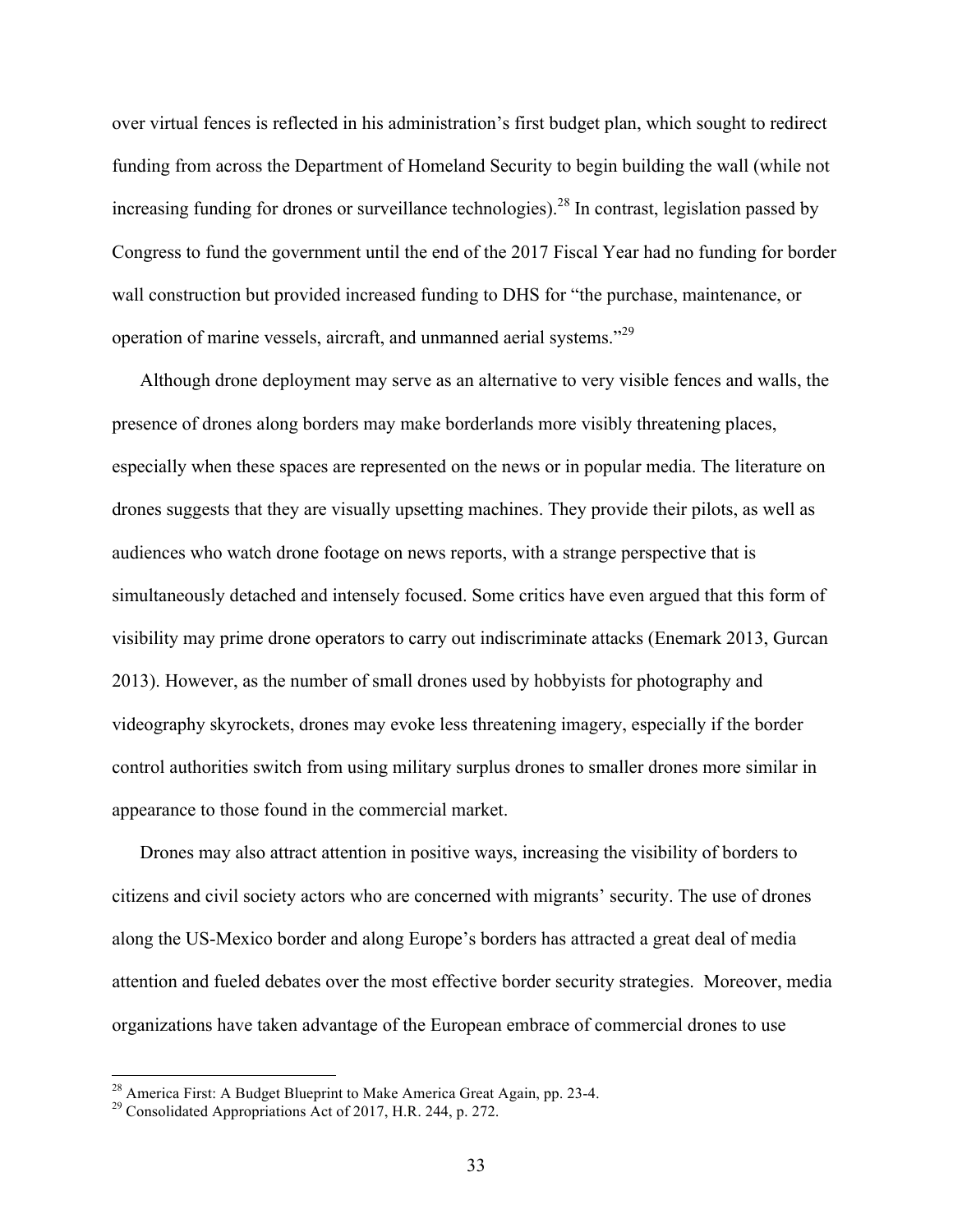over virtual fences is reflected in his administration's first budget plan, which sought to redirect funding from across the Department of Homeland Security to begin building the wall (while not increasing funding for drones or surveillance technologies).[28] In contrast, legislation passed by Congress to fund the government until the end of the 2017 Fiscal Year had no funding for border wall construction but provided increased funding to DHS for "the purchase, maintenance, or operation of marine vessels, aircraft, and unmanned aerial systems."[29]

Although drone deployment may serve as an alternative to very visible fences and walls, the presence of drones along borders may make borderlands more visibly threatening places, especially when these spaces are represented on the news or in popular media. The literature on drones suggests that they are visually upsetting machines. They provide their pilots, as well as audiences who watch drone footage on news reports, with a strange perspective that is simultaneously detached and intensely focused. Some critics have even argued that this form of visibility may prime drone operators to carry out indiscriminate attacks (Enemark 2013, Gurcan 2013). However, as the number of small drones used by hobbyists for photography and videography skyrockets, drones may evoke less threatening imagery, especially if the border control authorities switch from using military surplus drones to smaller drones more similar in appearance to those found in the commercial market.

Drones may also attract attention in positive ways, increasing the visibility of borders to citizens and civil society actors who are concerned with migrants' security. The use of drones along the US-Mexico border and along Europe's borders has attracted a great deal of media attention and fueled debates over the most effective border security strategies. Moreover, media organizations have taken advantage of the European embrace of commercial drones to use

---

[28] America First: A Budget Blueprint to Make America Great Again, pp. 23-4.

[29] Consolidated Appropriations Act of 2017, H.R. 244, p. 272.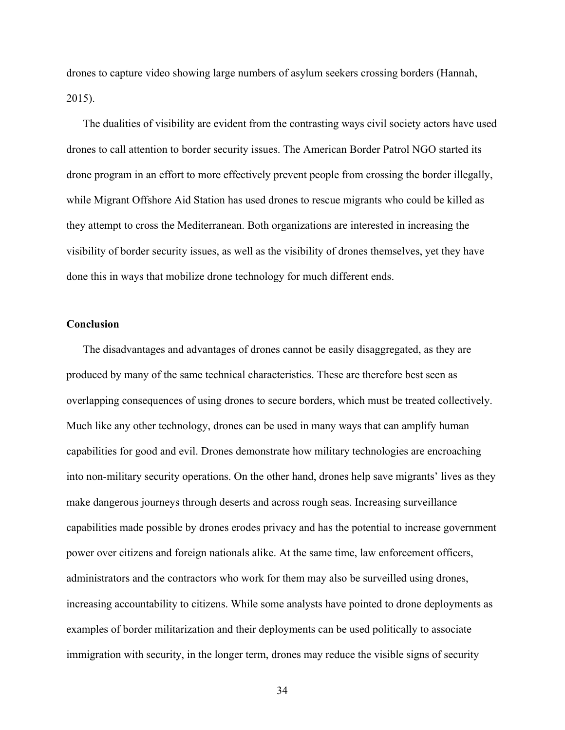drones to capture video showing large numbers of asylum seekers crossing borders (Hannah, 2015).

The dualities of visibility are evident from the contrasting ways civil society actors have used drones to call attention to border security issues. The American Border Patrol NGO started its drone program in an effort to more effectively prevent people from crossing the border illegally, while Migrant Offshore Aid Station has used drones to rescue migrants who could be killed as they attempt to cross the Mediterranean. Both organizations are interested in increasing the visibility of border security issues, as well as the visibility of drones themselves, yet they have done this in ways that mobilize drone technology for much different ends.

## Conclusion

The disadvantages and advantages of drones cannot be easily disaggregated, as they are produced by many of the same technical characteristics. These are therefore best seen as overlapping consequences of using drones to secure borders, which must be treated collectively. Much like any other technology, drones can be used in many ways that can amplify human capabilities for good and evil. Drones demonstrate how military technologies are encroaching into non-military security operations. On the other hand, drones help save migrants' lives as they make dangerous journeys through deserts and across rough seas. Increasing surveillance capabilities made possible by drones erodes privacy and has the potential to increase government power over citizens and foreign nationals alike. At the same time, law enforcement officers, administrators and the contractors who work for them may also be surveilled using drones, increasing accountability to citizens. While some analysts have pointed to drone deployments as examples of border militarization and their deployments can be used politically to associate immigration with security, in the longer term, drones may reduce the visible signs of security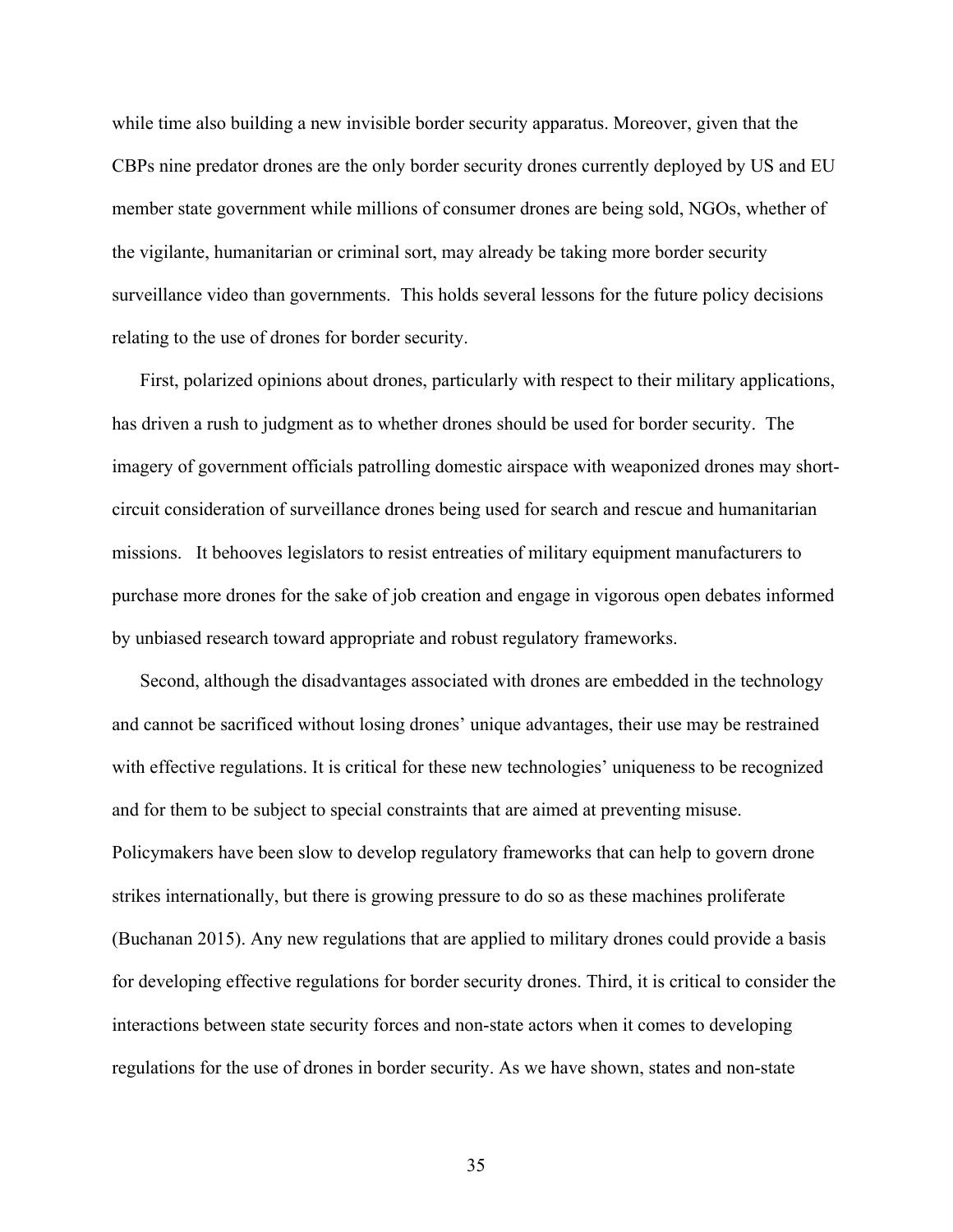while time also building a new invisible border security apparatus. Moreover, given that the CBPs nine predator drones are the only border security drones currently deployed by US and EU member state government while millions of consumer drones are being sold, NGOs, whether of the vigilante, humanitarian or criminal sort, may already be taking more border security surveillance video than governments.  This holds several lessons for the future policy decisions relating to the use of drones for border security.

First, polarized opinions about drones, particularly with respect to their military applications, has driven a rush to judgment as to whether drones should be used for border security.  The imagery of government officials patrolling domestic airspace with weaponized drones may short-circuit consideration of surveillance drones being used for search and rescue and humanitarian missions.   It behooves legislators to resist entreaties of military equipment manufacturers to purchase more drones for the sake of job creation and engage in vigorous open debates informed by unbiased research toward appropriate and robust regulatory frameworks.

Second, although the disadvantages associated with drones are embedded in the technology and cannot be sacrificed without losing drones' unique advantages, their use may be restrained with effective regulations. It is critical for these new technologies' uniqueness to be recognized and for them to be subject to special constraints that are aimed at preventing misuse. Policymakers have been slow to develop regulatory frameworks that can help to govern drone strikes internationally, but there is growing pressure to do so as these machines proliferate (Buchanan 2015). Any new regulations that are applied to military drones could provide a basis for developing effective regulations for border security drones. Third, it is critical to consider the interactions between state security forces and non-state actors when it comes to developing regulations for the use of drones in border security. As we have shown, states and non-state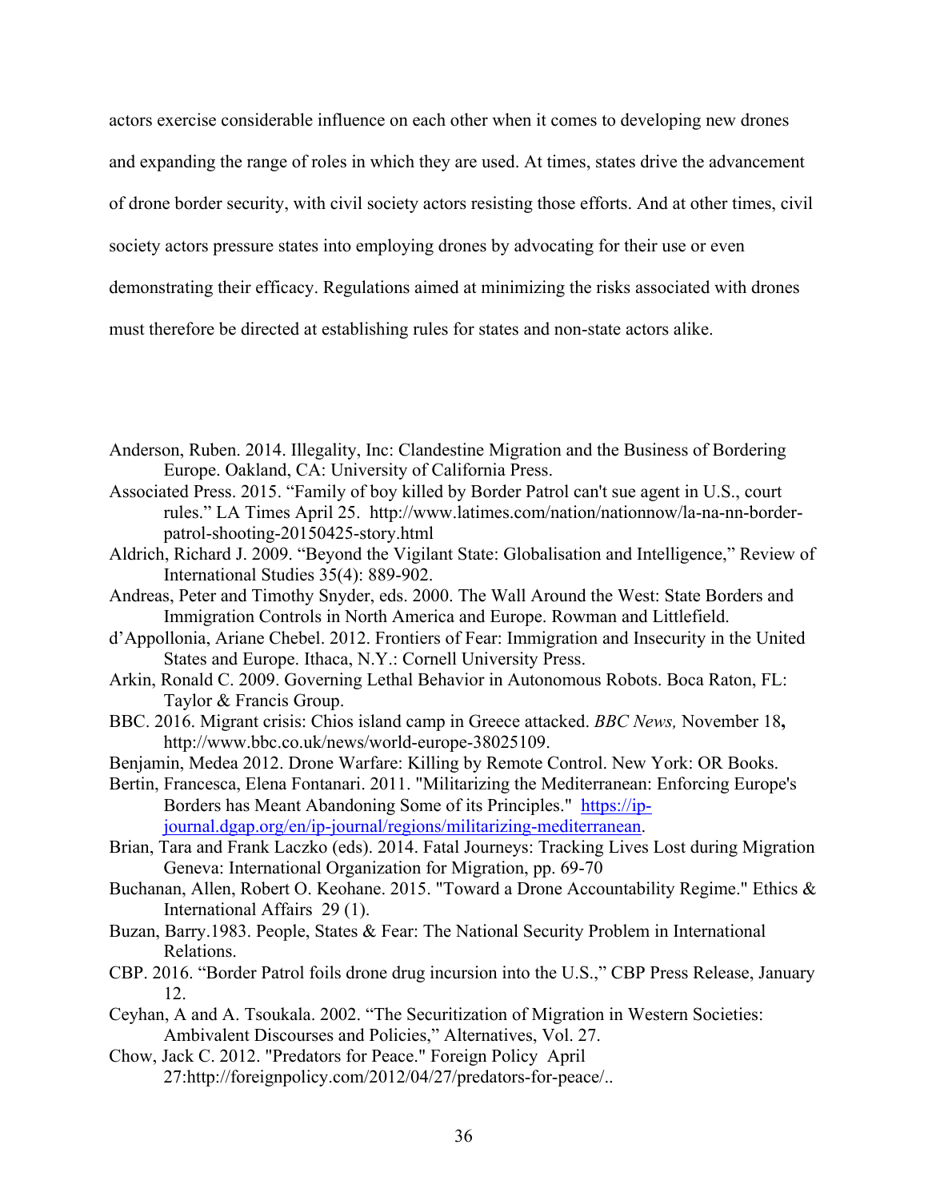actors exercise considerable influence on each other when it comes to developing new drones and expanding the range of roles in which they are used. At times, states drive the advancement of drone border security, with civil society actors resisting those efforts. And at other times, civil society actors pressure states into employing drones by advocating for their use or even demonstrating their efficacy. Regulations aimed at minimizing the risks associated with drones must therefore be directed at establishing rules for states and non-state actors alike.

Anderson, Ruben. 2014. Illegality, Inc: Clandestine Migration and the Business of Bordering Europe. Oakland, CA: University of California Press.

Associated Press. 2015. "Family of boy killed by Border Patrol can't sue agent in U.S., court rules." LA Times April 25. http://www.latimes.com/nation/nationnow/la-na-nn-border-patrol-shooting-20150425-story.html

Aldrich, Richard J. 2009. "Beyond the Vigilant State: Globalisation and Intelligence," Review of International Studies 35(4): 889-902.

Andreas, Peter and Timothy Snyder, eds. 2000. The Wall Around the West: State Borders and Immigration Controls in North America and Europe. Rowman and Littlefield.

d'Appollonia, Ariane Chebel. 2012. Frontiers of Fear: Immigration and Insecurity in the United States and Europe. Ithaca, N.Y.: Cornell University Press.

Arkin, Ronald C. 2009. Governing Lethal Behavior in Autonomous Robots. Boca Raton, FL: Taylor & Francis Group.

BBC. 2016. Migrant crisis: Chios island camp in Greece attacked. *BBC News,* November 18**,** http://www.bbc.co.uk/news/world-europe-38025109.

Benjamin, Medea 2012. Drone Warfare: Killing by Remote Control. New York: OR Books.

Bertin, Francesca, Elena Fontanari. 2011. "Militarizing the Mediterranean: Enforcing Europe's Borders has Meant Abandoning Some of its Principles." https://ip-journal.dgap.org/en/ip-journal/regions/militarizing-mediterranean.

Brian, Tara and Frank Laczko (eds). 2014. Fatal Journeys: Tracking Lives Lost during Migration Geneva: International Organization for Migration, pp. 69-70

Buchanan, Allen, Robert O. Keohane. 2015. "Toward a Drone Accountability Regime." Ethics & International Affairs 29 (1).

Buzan, Barry.1983. People, States & Fear: The National Security Problem in International Relations.

CBP. 2016. "Border Patrol foils drone drug incursion into the U.S.," CBP Press Release, January 12.

Ceyhan, A and A. Tsoukala. 2002. "The Securitization of Migration in Western Societies: Ambivalent Discourses and Policies," Alternatives, Vol. 27.

Chow, Jack C. 2012. "Predators for Peace." Foreign Policy April 27:http://foreignpolicy.com/2012/04/27/predators-for-peace/..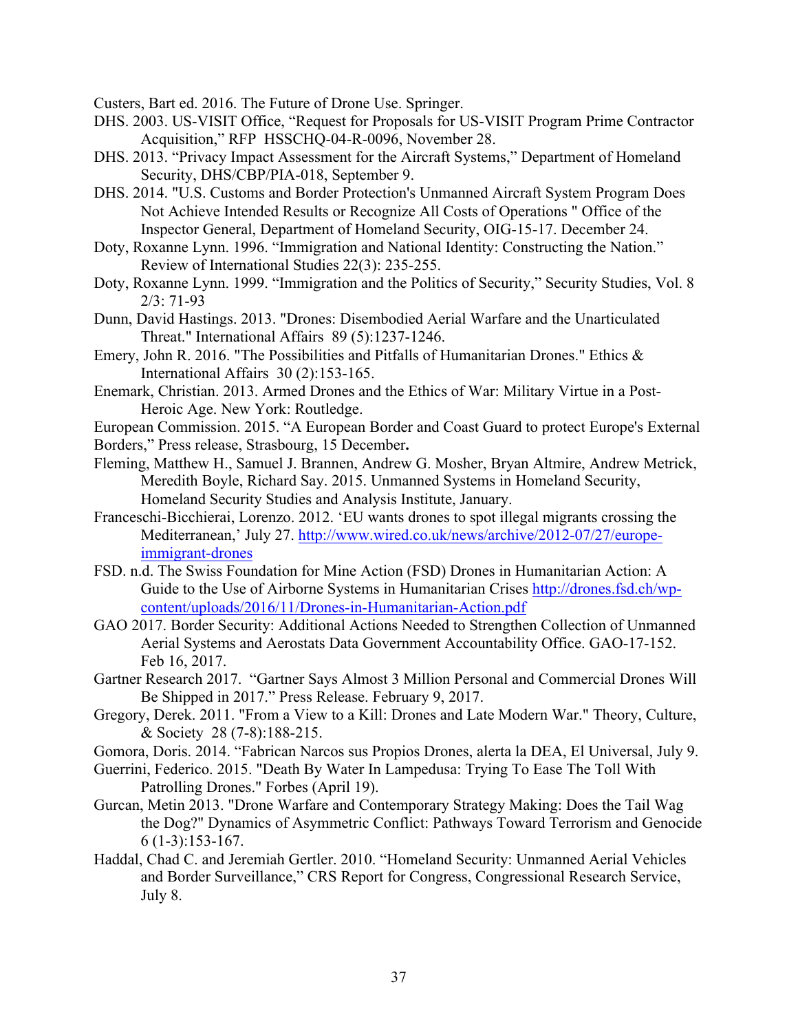Custers, Bart ed. 2016. The Future of Drone Use. Springer.

DHS. 2003. US-VISIT Office, "Request for Proposals for US-VISIT Program Prime Contractor Acquisition," RFP HSSCHQ-04-R-0096, November 28.

DHS. 2013. "Privacy Impact Assessment for the Aircraft Systems," Department of Homeland Security, DHS/CBP/PIA-018, September 9.

DHS. 2014. "U.S. Customs and Border Protection's Unmanned Aircraft System Program Does Not Achieve Intended Results or Recognize All Costs of Operations " Office of the Inspector General, Department of Homeland Security, OIG-15-17. December 24.

Doty, Roxanne Lynn. 1996. "Immigration and National Identity: Constructing the Nation." Review of International Studies 22(3): 235-255.

Doty, Roxanne Lynn. 1999. "Immigration and the Politics of Security," Security Studies, Vol. 8 2/3: 71-93

Dunn, David Hastings. 2013. "Drones: Disembodied Aerial Warfare and the Unarticulated Threat." International Affairs 89 (5):1237-1246.

Emery, John R. 2016. "The Possibilities and Pitfalls of Humanitarian Drones." Ethics & International Affairs 30 (2):153-165.

Enemark, Christian. 2013. Armed Drones and the Ethics of War: Military Virtue in a Post-Heroic Age. New York: Routledge.

European Commission. 2015. "A European Border and Coast Guard to protect Europe's External Borders," Press release, Strasbourg, 15 December.

Fleming, Matthew H., Samuel J. Brannen, Andrew G. Mosher, Bryan Altmire, Andrew Metrick, Meredith Boyle, Richard Say. 2015. Unmanned Systems in Homeland Security, Homeland Security Studies and Analysis Institute, January.

Franceschi-Bicchierai, Lorenzo. 2012. 'EU wants drones to spot illegal migrants crossing the Mediterranean,' July 27. http://www.wired.co.uk/news/archive/2012-07/27/europe-immigrant-drones

FSD. n.d. The Swiss Foundation for Mine Action (FSD) Drones in Humanitarian Action: A Guide to the Use of Airborne Systems in Humanitarian Crises http://drones.fsd.ch/wp-content/uploads/2016/11/Drones-in-Humanitarian-Action.pdf

GAO 2017. Border Security: Additional Actions Needed to Strengthen Collection of Unmanned Aerial Systems and Aerostats Data Government Accountability Office. GAO-17-152. Feb 16, 2017.

Gartner Research 2017. "Gartner Says Almost 3 Million Personal and Commercial Drones Will Be Shipped in 2017." Press Release. February 9, 2017.

Gregory, Derek. 2011. "From a View to a Kill: Drones and Late Modern War." Theory, Culture, & Society 28 (7-8):188-215.

Gomora, Doris. 2014. "Fabrican Narcos sus Propios Drones, alerta la DEA, El Universal, July 9.

Guerrini, Federico. 2015. "Death By Water In Lampedusa: Trying To Ease The Toll With Patrolling Drones." Forbes (April 19).

Gurcan, Metin 2013. "Drone Warfare and Contemporary Strategy Making: Does the Tail Wag the Dog?" Dynamics of Asymmetric Conflict: Pathways Toward Terrorism and Genocide 6 (1-3):153-167.

Haddal, Chad C. and Jeremiah Gertler. 2010. "Homeland Security: Unmanned Aerial Vehicles and Border Surveillance," CRS Report for Congress, Congressional Research Service, July 8.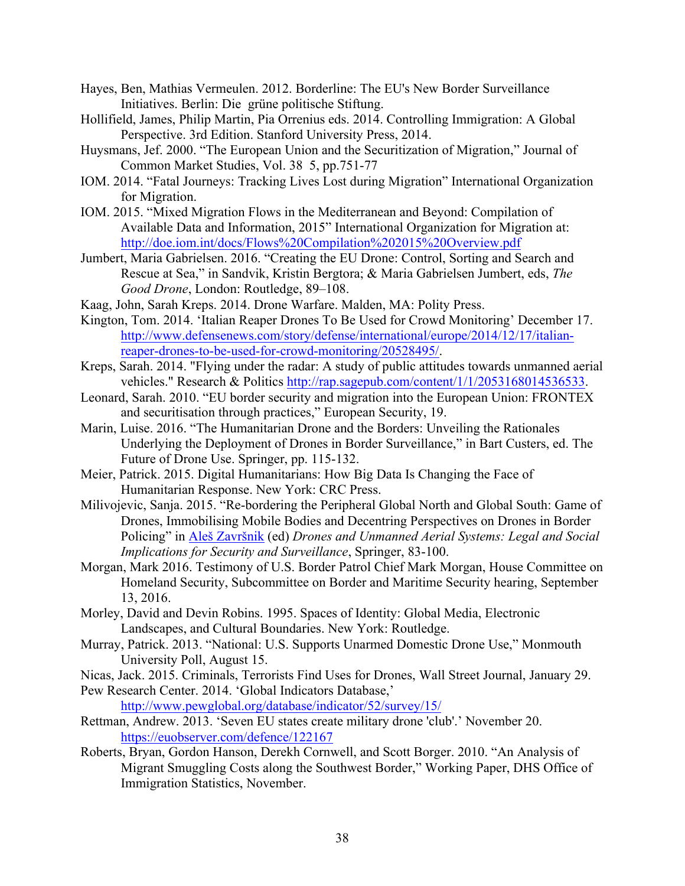Hayes, Ben, Mathias Vermeulen. 2012. Borderline: The EU's New Border Surveillance Initiatives. Berlin: Die grüne politische Stiftung.

Hollifield, James, Philip Martin, Pia Orrenius eds. 2014. Controlling Immigration: A Global Perspective. 3rd Edition. Stanford University Press, 2014.

Huysmans, Jef. 2000. "The European Union and the Securitization of Migration," Journal of Common Market Studies, Vol. 38 5, pp.751-77

IOM. 2014. "Fatal Journeys: Tracking Lives Lost during Migration" International Organization for Migration.

IOM. 2015. "Mixed Migration Flows in the Mediterranean and Beyond: Compilation of Available Data and Information, 2015" International Organization for Migration at: http://doe.iom.int/docs/Flows%20Compilation%202015%20Overview.pdf

Jumbert, Maria Gabrielsen. 2016. "Creating the EU Drone: Control, Sorting and Search and Rescue at Sea," in Sandvik, Kristin Bergtora; & Maria Gabrielsen Jumbert, eds, *The Good Drone*, London: Routledge, 89–108.

Kaag, John, Sarah Kreps. 2014. Drone Warfare. Malden, MA: Polity Press.

Kington, Tom. 2014. 'Italian Reaper Drones To Be Used for Crowd Monitoring' December 17. http://www.defensenews.com/story/defense/international/europe/2014/12/17/italian-reaper-drones-to-be-used-for-crowd-monitoring/20528495/.

Kreps, Sarah. 2014. "Flying under the radar: A study of public attitudes towards unmanned aerial vehicles." Research & Politics http://rap.sagepub.com/content/1/1/2053168014536533.

Leonard, Sarah. 2010. "EU border security and migration into the European Union: FRONTEX and securitisation through practices," European Security, 19.

Marin, Luise. 2016. "The Humanitarian Drone and the Borders: Unveiling the Rationales Underlying the Deployment of Drones in Border Surveillance," in Bart Custers, ed. The Future of Drone Use. Springer, pp. 115-132.

Meier, Patrick. 2015. Digital Humanitarians: How Big Data Is Changing the Face of Humanitarian Response. New York: CRC Press.

Milivojevic, Sanja. 2015. "Re-bordering the Peripheral Global North and Global South: Game of Drones, Immobilising Mobile Bodies and Decentring Perspectives on Drones in Border Policing" in Aleš Završnik (ed) *Drones and Unmanned Aerial Systems: Legal and Social Implications for Security and Surveillance*, Springer, 83-100.

Morgan, Mark 2016. Testimony of U.S. Border Patrol Chief Mark Morgan, House Committee on Homeland Security, Subcommittee on Border and Maritime Security hearing, September 13, 2016.

Morley, David and Devin Robins. 1995. Spaces of Identity: Global Media, Electronic Landscapes, and Cultural Boundaries. New York: Routledge.

Murray, Patrick. 2013. "National: U.S. Supports Unarmed Domestic Drone Use," Monmouth University Poll, August 15.

Nicas, Jack. 2015. Criminals, Terrorists Find Uses for Drones, Wall Street Journal, January 29.

Pew Research Center. 2014. 'Global Indicators Database,' http://www.pewglobal.org/database/indicator/52/survey/15/

Rettman, Andrew. 2013. 'Seven EU states create military drone 'club'.' November 20. https://euobserver.com/defence/122167

Roberts, Bryan, Gordon Hanson, Derekh Cornwell, and Scott Borger. 2010. "An Analysis of Migrant Smuggling Costs along the Southwest Border," Working Paper, DHS Office of Immigration Statistics, November.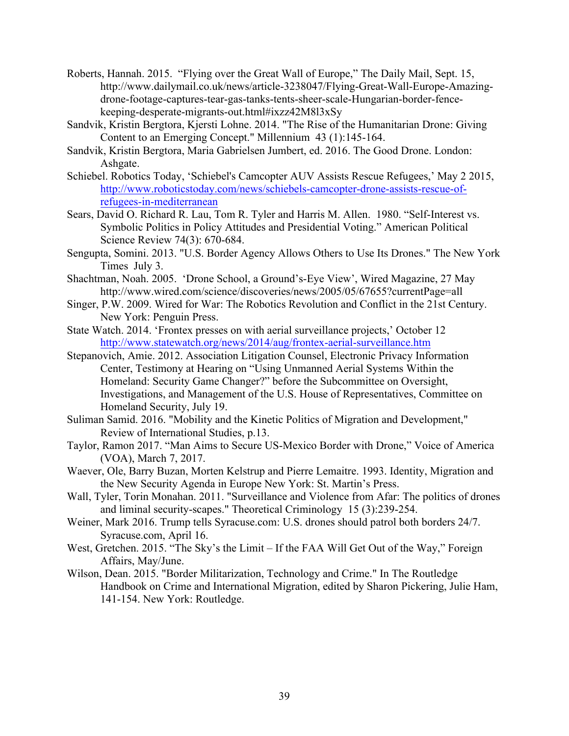Roberts, Hannah. 2015. "Flying over the Great Wall of Europe," The Daily Mail, Sept. 15, http://www.dailymail.co.uk/news/article-3238047/Flying-Great-Wall-Europe-Amazing-drone-footage-captures-tear-gas-tanks-tents-sheer-scale-Hungarian-border-fence-keeping-desperate-migrants-out.html#ixzz42M8l3xSy

Sandvik, Kristin Bergtora, Kjersti Lohne. 2014. "The Rise of the Humanitarian Drone: Giving Content to an Emerging Concept." Millennium 43 (1):145-164.

Sandvik, Kristin Bergtora, Maria Gabrielsen Jumbert, ed. 2016. The Good Drone. London: Ashgate.

Schiebel. Robotics Today, 'Schiebel's Camcopter AUV Assists Rescue Refugees,' May 2 2015, http://www.roboticstoday.com/news/schiebels-camcopter-drone-assists-rescue-of-refugees-in-mediterranean

Sears, David O. Richard R. Lau, Tom R. Tyler and Harris M. Allen. 1980. "Self-Interest vs. Symbolic Politics in Policy Attitudes and Presidential Voting." American Political Science Review 74(3): 670-684.

Sengupta, Somini. 2013. "U.S. Border Agency Allows Others to Use Its Drones." The New York Times July 3.

Shachtman, Noah. 2005. 'Drone School, a Ground's-Eye View', Wired Magazine, 27 May http://www.wired.com/science/discoveries/news/2005/05/67655?currentPage=all

Singer, P.W. 2009. Wired for War: The Robotics Revolution and Conflict in the 21st Century. New York: Penguin Press.

State Watch. 2014. 'Frontex presses on with aerial surveillance projects,' October 12 http://www.statewatch.org/news/2014/aug/frontex-aerial-surveillance.htm

Stepanovich, Amie. 2012. Association Litigation Counsel, Electronic Privacy Information Center, Testimony at Hearing on "Using Unmanned Aerial Systems Within the Homeland: Security Game Changer?" before the Subcommittee on Oversight, Investigations, and Management of the U.S. House of Representatives, Committee on Homeland Security, July 19.

Suliman Samid. 2016. "Mobility and the Kinetic Politics of Migration and Development," Review of International Studies, p.13.

Taylor, Ramon 2017. "Man Aims to Secure US-Mexico Border with Drone," Voice of America (VOA), March 7, 2017.

Waever, Ole, Barry Buzan, Morten Kelstrup and Pierre Lemaitre. 1993. Identity, Migration and the New Security Agenda in Europe New York: St. Martin's Press.

Wall, Tyler, Torin Monahan. 2011. "Surveillance and Violence from Afar: The politics of drones and liminal security-scapes." Theoretical Criminology 15 (3):239-254.

Weiner, Mark 2016. Trump tells Syracuse.com: U.S. drones should patrol both borders 24/7. Syracuse.com, April 16.

West, Gretchen. 2015. "The Sky's the Limit – If the FAA Will Get Out of the Way," Foreign Affairs, May/June.

Wilson, Dean. 2015. "Border Militarization, Technology and Crime." In The Routledge Handbook on Crime and International Migration, edited by Sharon Pickering, Julie Ham, 141-154. New York: Routledge.